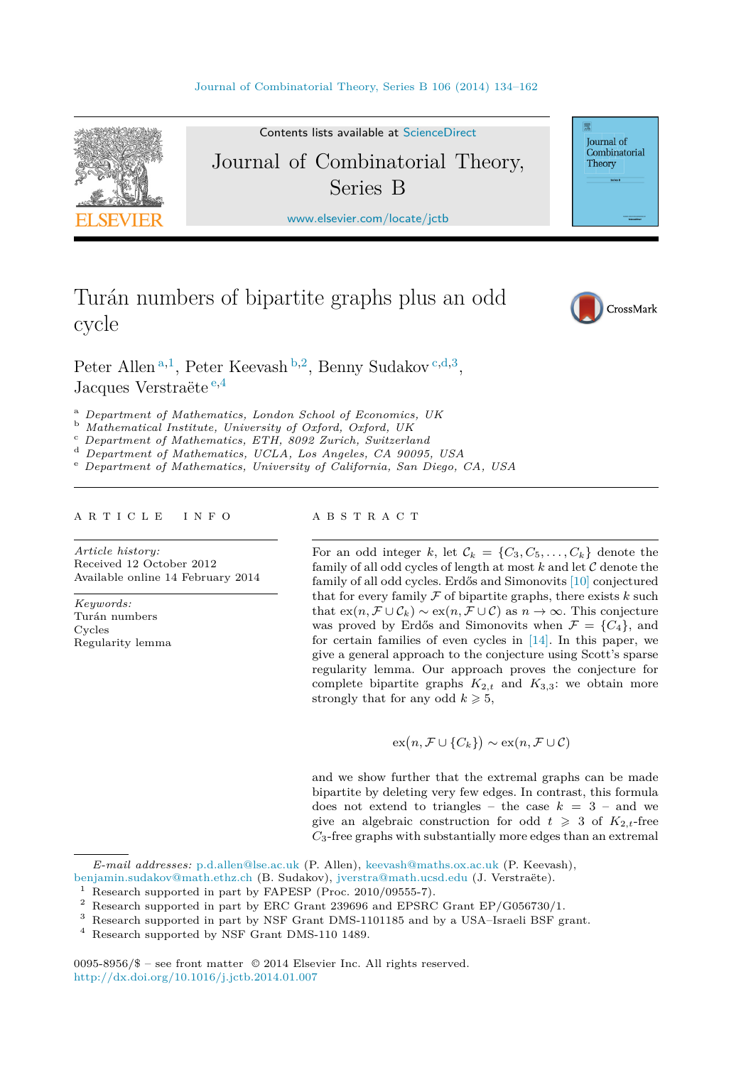# Turán numbers of bipartite graphs plus an odd cycle

Peter Allen [a,1], Peter Keevash [b,2], Benny Sudakov [c,d,3], Jacques Verstraëte [e,4]

[a] Department of Mathematics, London School of Economics, UK
[b] Mathematical Institute, University of Oxford, Oxford, UK
[c] Department of Mathematics, ETH, 8092 Zurich, Switzerland
[d] Department of Mathematics, UCLA, Los Angeles, CA 90095, USA
[e] Department of Mathematics, University of California, San Diego, CA, USA

## ARTICLE INFO

*Article history:*
Received 12 October 2012
Available online 14 February 2014

*Keywords:*
Turán numbers
Cycles
Regularity lemma

## ABSTRACT

For an odd integer $k$, let $\mathcal{C}_k = \{C_3, C_5, \ldots, C_k\}$ denote the family of all odd cycles of length at most $k$ and let $\mathcal{C}$ denote the family of all odd cycles. Erdős and Simonovits [10] conjectured that for every family $\mathcal{F}$ of bipartite graphs, there exists $k$ such that $\mathrm{ex}(n, \mathcal{F} \cup \mathcal{C}_k) \sim \mathrm{ex}(n, \mathcal{F} \cup \mathcal{C})$ as $n \to \infty$. This conjecture was proved by Erdős and Simonovits when $\mathcal{F} = \{C_4\}$, and for certain families of even cycles in [14]. In this paper, we give a general approach to the conjecture using Scott's sparse regularity lemma. Our approach proves the conjecture for complete bipartite graphs $K_{2,t}$ and $K_{3,3}$: we obtain more strongly that for any odd $k \geqslant 5$,

$$\mathrm{ex}(n, \mathcal{F} \cup \{C_k\}) \sim \mathrm{ex}(n, \mathcal{F} \cup \mathcal{C})$$

and we show further that the extremal graphs can be made bipartite by deleting very few edges. In contrast, this formula does not extend to triangles – the case $k = 3$ – and we give an algebraic construction for odd $t \geqslant 3$ of $K_{2,t}$-free $C_3$-free graphs with substantially more edges than an extremal

---

*E-mail addresses:* p.d.allen@lse.ac.uk (P. Allen), keevash@maths.ox.ac.uk (P. Keevash), benjamin.sudakov@math.ethz.ch (B. Sudakov), jverstra@math.ucsd.edu (J. Verstraëte).

[1] Research supported in part by FAPESP (Proc. 2010/09555-7).
[2] Research supported in part by ERC Grant 239696 and EPSRC Grant EP/G056730/1.
[3] Research supported in part by NSF Grant DMS-1101185 and by a USA–Israeli BSF grant.
[4] Research supported by NSF Grant DMS-110 1489.

0095-8956/$ – see front matter © 2014 Elsevier Inc. All rights reserved.
http://dx.doi.org/10.1016/j.jctb.2014.01.007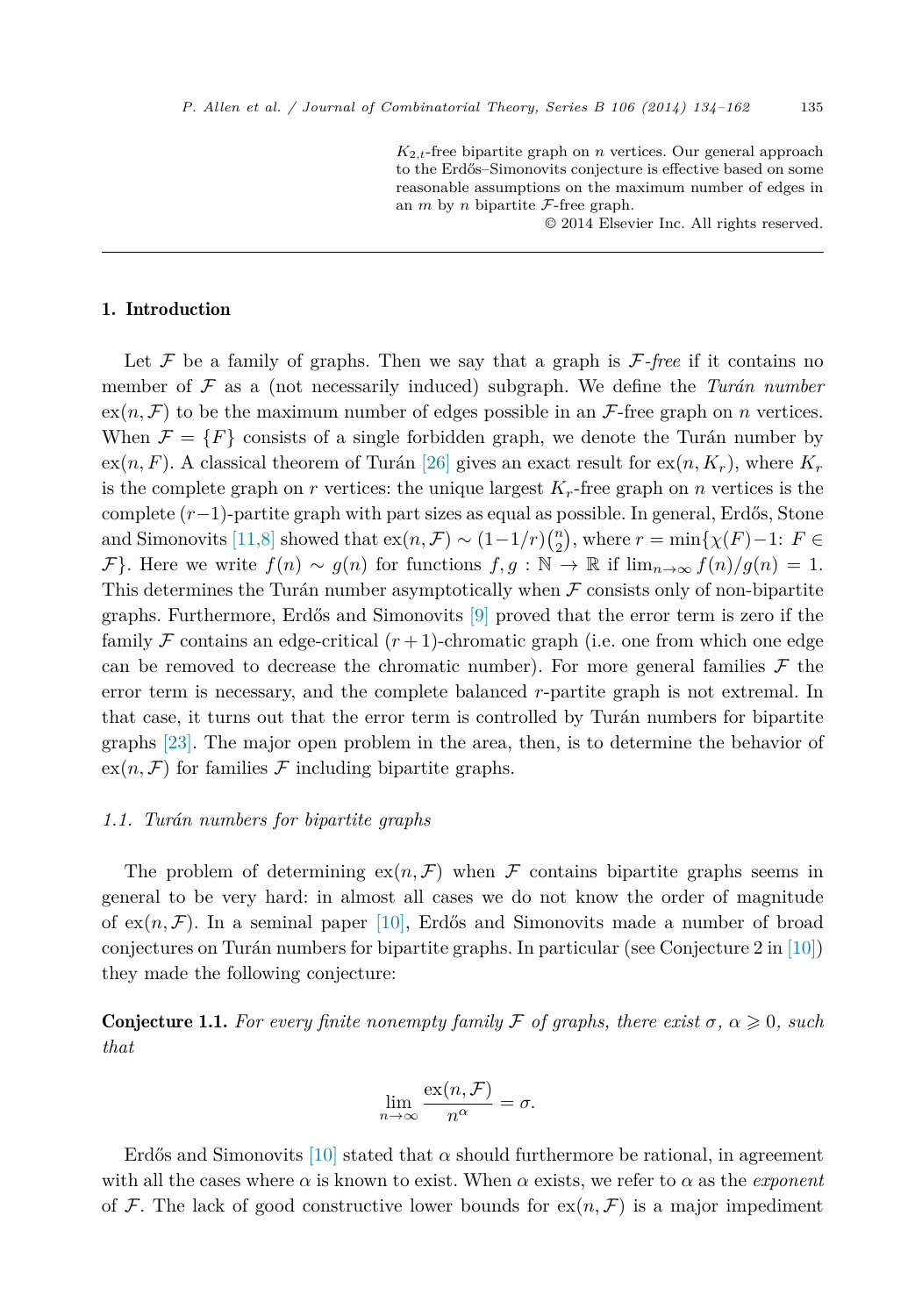$K_{2,t}$-free bipartite graph on $n$ vertices. Our general approach to the Erdős–Simonovits conjecture is effective based on some reasonable assumptions on the maximum number of edges in an $m$ by $n$ bipartite $\mathcal{F}$-free graph.

© 2014 Elsevier Inc. All rights reserved.

## 1. Introduction

Let $\mathcal{F}$ be a family of graphs. Then we say that a graph is $\mathcal{F}$-*free* if it contains no member of $\mathcal{F}$ as a (not necessarily induced) subgraph. We define the *Turán number* $\text{ex}(n, \mathcal{F})$ to be the maximum number of edges possible in an $\mathcal{F}$-free graph on $n$ vertices. When $\mathcal{F} = \{F\}$ consists of a single forbidden graph, we denote the Turán number by $\text{ex}(n, F)$. A classical theorem of Turán [26] gives an exact result for $\text{ex}(n, K_r)$, where $K_r$ is the complete graph on $r$ vertices: the unique largest $K_r$-free graph on $n$ vertices is the complete $(r-1)$-partite graph with part sizes as equal as possible. In general, Erdős, Stone and Simonovits [11,8] showed that $\text{ex}(n, \mathcal{F}) \sim (1-1/r)\binom{n}{2}$, where $r = \min\{\chi(F)-1\colon F \in \mathcal{F}\}$. Here we write $f(n) \sim g(n)$ for functions $f, g : \mathbb{N} \to \mathbb{R}$ if $\lim_{n\to\infty} f(n)/g(n) = 1$. This determines the Turán number asymptotically when $\mathcal{F}$ consists only of non-bipartite graphs. Furthermore, Erdős and Simonovits [9] proved that the error term is zero if the family $\mathcal{F}$ contains an edge-critical $(r+1)$-chromatic graph (i.e. one from which one edge can be removed to decrease the chromatic number). For more general families $\mathcal{F}$ the error term is necessary, and the complete balanced $r$-partite graph is not extremal. In that case, it turns out that the error term is controlled by Turán numbers for bipartite graphs [23]. The major open problem in the area, then, is to determine the behavior of $\text{ex}(n, \mathcal{F})$ for families $\mathcal{F}$ including bipartite graphs.

### 1.1. *Turán numbers for bipartite graphs*

The problem of determining $\text{ex}(n, \mathcal{F})$ when $\mathcal{F}$ contains bipartite graphs seems in general to be very hard: in almost all cases we do not know the order of magnitude of $\text{ex}(n, \mathcal{F})$. In a seminal paper [10], Erdős and Simonovits made a number of broad conjectures on Turán numbers for bipartite graphs. In particular (see Conjecture 2 in [10]) they made the following conjecture:

**Conjecture 1.1.** *For every finite nonempty family $\mathcal{F}$ of graphs, there exist $\sigma$, $\alpha \geqslant 0$, such that*

$$\lim_{n\to\infty} \frac{\text{ex}(n, \mathcal{F})}{n^\alpha} = \sigma.$$

Erdős and Simonovits [10] stated that $\alpha$ should furthermore be rational, in agreement with all the cases where $\alpha$ is known to exist. When $\alpha$ exists, we refer to $\alpha$ as the *exponent* of $\mathcal{F}$. The lack of good constructive lower bounds for $\text{ex}(n, \mathcal{F})$ is a major impediment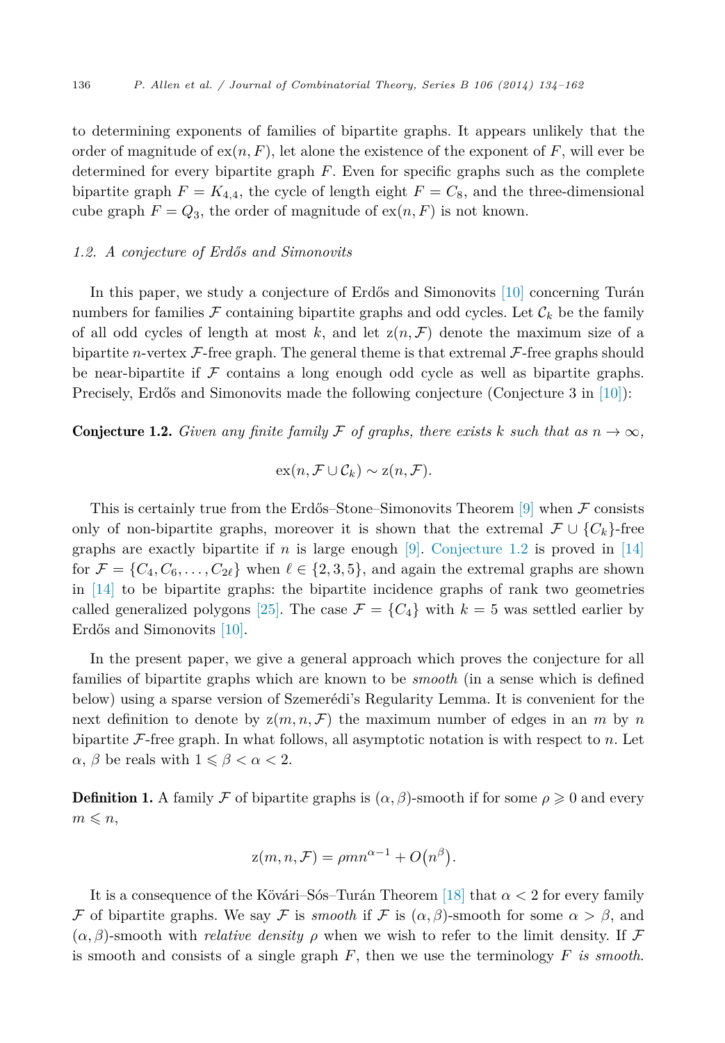to determining exponents of families of bipartite graphs. It appears unlikely that the order of magnitude of $\mathrm{ex}(n, F)$, let alone the existence of the exponent of $F$, will ever be determined for every bipartite graph $F$. Even for specific graphs such as the complete bipartite graph $F = K_{4,4}$, the cycle of length eight $F = C_8$, and the three-dimensional cube graph $F = Q_3$, the order of magnitude of $\mathrm{ex}(n, F)$ is not known.

### 1.2. A conjecture of Erdős and Simonovits

In this paper, we study a conjecture of Erdős and Simonovits [10] concerning Turán numbers for families $\mathcal{F}$ containing bipartite graphs and odd cycles. Let $\mathcal{C}_k$ be the family of all odd cycles of length at most $k$, and let $\mathrm{z}(n, \mathcal{F})$ denote the maximum size of a bipartite $n$-vertex $\mathcal{F}$-free graph. The general theme is that extremal $\mathcal{F}$-free graphs should be near-bipartite if $\mathcal{F}$ contains a long enough odd cycle as well as bipartite graphs. Precisely, Erdős and Simonovits made the following conjecture (Conjecture 3 in [10]):

**Conjecture 1.2.** *Given any finite family $\mathcal{F}$ of graphs, there exists $k$ such that as $n \to \infty$,*

$$\mathrm{ex}(n, \mathcal{F} \cup \mathcal{C}_k) \sim \mathrm{z}(n, \mathcal{F}).$$

This is certainly true from the Erdős–Stone–Simonovits Theorem [9] when $\mathcal{F}$ consists only of non-bipartite graphs, moreover it is shown that the extremal $\mathcal{F} \cup \{C_k\}$-free graphs are exactly bipartite if $n$ is large enough [9]. Conjecture 1.2 is proved in [14] for $\mathcal{F} = \{C_4, C_6, \ldots, C_{2\ell}\}$ when $\ell \in \{2, 3, 5\}$, and again the extremal graphs are shown in [14] to be bipartite graphs: the bipartite incidence graphs of rank two geometries called generalized polygons [25]. The case $\mathcal{F} = \{C_4\}$ with $k = 5$ was settled earlier by Erdős and Simonovits [10].

In the present paper, we give a general approach which proves the conjecture for all families of bipartite graphs which are known to be *smooth* (in a sense which is defined below) using a sparse version of Szemerédi's Regularity Lemma. It is convenient for the next definition to denote by $\mathrm{z}(m, n, \mathcal{F})$ the maximum number of edges in an $m$ by $n$ bipartite $\mathcal{F}$-free graph. In what follows, all asymptotic notation is with respect to $n$. Let $\alpha$, $\beta$ be reals with $1 \leqslant \beta < \alpha < 2$.

**Definition 1.** A family $\mathcal{F}$ of bipartite graphs is $(\alpha, \beta)$-smooth if for some $\rho \geqslant 0$ and every $m \leqslant n$,

$$\mathrm{z}(m, n, \mathcal{F}) = \rho m n^{\alpha - 1} + O\big(n^{\beta}\big).$$

It is a consequence of the Kövári–Sós–Turán Theorem [18] that $\alpha < 2$ for every family $\mathcal{F}$ of bipartite graphs. We say $\mathcal{F}$ is *smooth* if $\mathcal{F}$ is $(\alpha, \beta)$-smooth for some $\alpha > \beta$, and $(\alpha, \beta)$-smooth with *relative density* $\rho$ when we wish to refer to the limit density. If $\mathcal{F}$ is smooth and consists of a single graph $F$, then we use the terminology $F$ *is smooth*.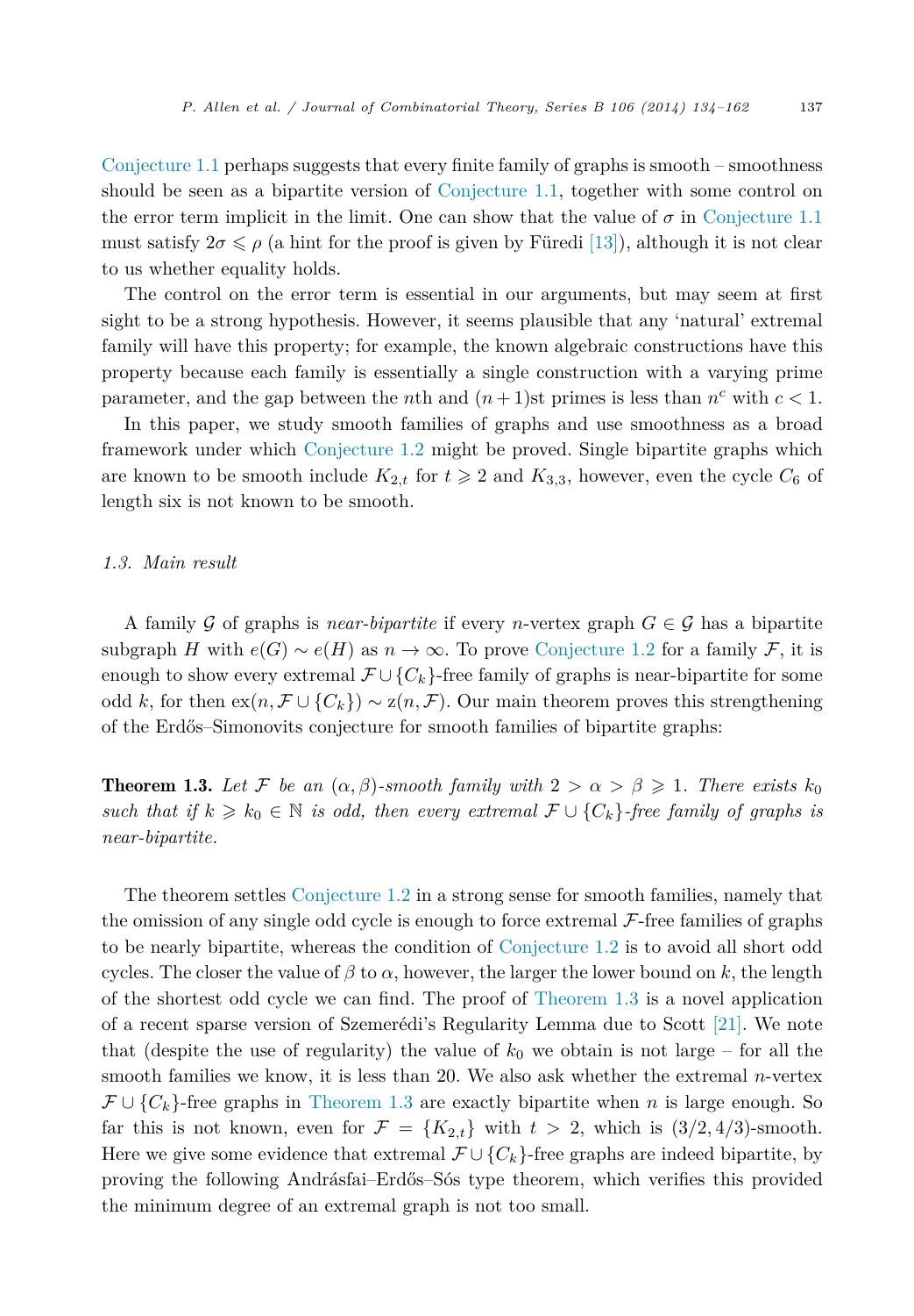Conjecture 1.1 perhaps suggests that every finite family of graphs is smooth – smoothness should be seen as a bipartite version of Conjecture 1.1, together with some control on the error term implicit in the limit. One can show that the value of $\sigma$ in Conjecture 1.1 must satisfy $2\sigma \leqslant \rho$ (a hint for the proof is given by Füredi [13]), although it is not clear to us whether equality holds.

The control on the error term is essential in our arguments, but may seem at first sight to be a strong hypothesis. However, it seems plausible that any 'natural' extremal family will have this property; for example, the known algebraic constructions have this property because each family is essentially a single construction with a varying prime parameter, and the gap between the $n$th and $(n+1)$st primes is less than $n^c$ with $c < 1$.

In this paper, we study smooth families of graphs and use smoothness as a broad framework under which Conjecture 1.2 might be proved. Single bipartite graphs which are known to be smooth include $K_{2,t}$ for $t \geqslant 2$ and $K_{3,3}$, however, even the cycle $C_6$ of length six is not known to be smooth.

### 1.3. Main result

A family $\mathcal{G}$ of graphs is *near-bipartite* if every $n$-vertex graph $G \in \mathcal{G}$ has a bipartite subgraph $H$ with $e(G) \sim e(H)$ as $n \to \infty$. To prove Conjecture 1.2 for a family $\mathcal{F}$, it is enough to show every extremal $\mathcal{F} \cup \{C_k\}$-free family of graphs is near-bipartite for some odd $k$, for then $\mathrm{ex}(n, \mathcal{F} \cup \{C_k\}) \sim \mathrm{z}(n, \mathcal{F})$. Our main theorem proves this strengthening of the Erdős–Simonovits conjecture for smooth families of bipartite graphs:

**Theorem 1.3.** *Let $\mathcal{F}$ be an $(\alpha, \beta)$-smooth family with $2 > \alpha > \beta \geqslant 1$. There exists $k_0$ such that if $k \geqslant k_0 \in \mathbb{N}$ is odd, then every extremal $\mathcal{F} \cup \{C_k\}$-free family of graphs is near-bipartite.*

The theorem settles Conjecture 1.2 in a strong sense for smooth families, namely that the omission of any single odd cycle is enough to force extremal $\mathcal{F}$-free families of graphs to be nearly bipartite, whereas the condition of Conjecture 1.2 is to avoid all short odd cycles. The closer the value of $\beta$ to $\alpha$, however, the larger the lower bound on $k$, the length of the shortest odd cycle we can find. The proof of Theorem 1.3 is a novel application of a recent sparse version of Szemerédi's Regularity Lemma due to Scott [21]. We note that (despite the use of regularity) the value of $k_0$ we obtain is not large – for all the smooth families we know, it is less than 20. We also ask whether the extremal $n$-vertex $\mathcal{F} \cup \{C_k\}$-free graphs in Theorem 1.3 are exactly bipartite when $n$ is large enough. So far this is not known, even for $\mathcal{F} = \{K_{2,t}\}$ with $t > 2$, which is $(3/2, 4/3)$-smooth. Here we give some evidence that extremal $\mathcal{F} \cup \{C_k\}$-free graphs are indeed bipartite, by proving the following Andrásfai–Erdős–Sós type theorem, which verifies this provided the minimum degree of an extremal graph is not too small.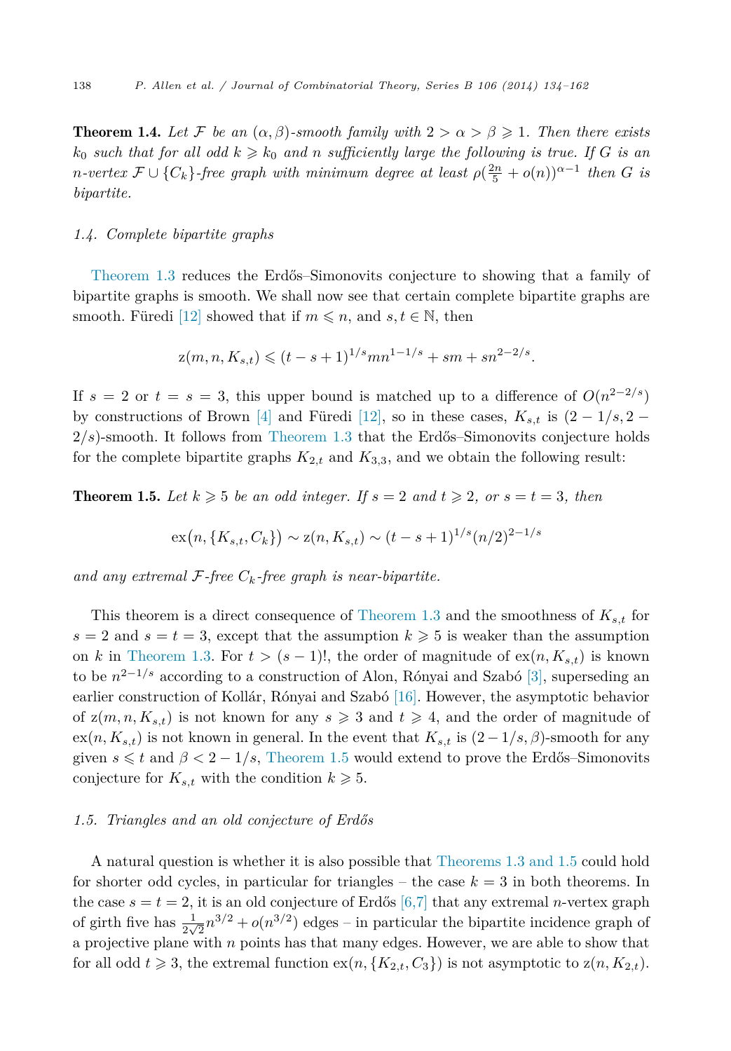**Theorem 1.4.** *Let $\mathcal{F}$ be an $(\alpha, \beta)$-smooth family with $2 > \alpha > \beta \geqslant 1$. Then there exists $k_0$ such that for all odd $k \geqslant k_0$ and $n$ sufficiently large the following is true. If $G$ is an $n$-vertex $\mathcal{F} \cup \{C_k\}$-free graph with minimum degree at least $\rho(\frac{2n}{5} + o(n))^{\alpha-1}$ then $G$ is bipartite.*

### 1.4. Complete bipartite graphs

Theorem 1.3 reduces the Erdős–Simonovits conjecture to showing that a family of bipartite graphs is smooth. We shall now see that certain complete bipartite graphs are smooth. Füredi [12] showed that if $m \leqslant n$, and $s, t \in \mathbb{N}$, then

$$\mathrm{z}(m, n, K_{s,t}) \leqslant (t - s + 1)^{1/s} m n^{1-1/s} + sm + sn^{2-2/s}.$$

If $s = 2$ or $t = s = 3$, this upper bound is matched up to a difference of $O(n^{2-2/s})$ by constructions of Brown [4] and Füredi [12], so in these cases, $K_{s,t}$ is $(2 - 1/s, 2 - 2/s)$-smooth. It follows from Theorem 1.3 that the Erdős–Simonovits conjecture holds for the complete bipartite graphs $K_{2,t}$ and $K_{3,3}$, and we obtain the following result:

**Theorem 1.5.** *Let $k \geqslant 5$ be an odd integer. If $s = 2$ and $t \geqslant 2$, or $s = t = 3$, then*

$$\mathrm{ex}\bigl(n, \{K_{s,t}, C_k\}\bigr) \sim \mathrm{z}(n, K_{s,t}) \sim (t - s + 1)^{1/s}(n/2)^{2-1/s}$$

*and any extremal $\mathcal{F}$-free $C_k$-free graph is near-bipartite.*

This theorem is a direct consequence of Theorem 1.3 and the smoothness of $K_{s,t}$ for $s = 2$ and $s = t = 3$, except that the assumption $k \geqslant 5$ is weaker than the assumption on $k$ in Theorem 1.3. For $t > (s - 1)!$, the order of magnitude of $\mathrm{ex}(n, K_{s,t})$ is known to be $n^{2-1/s}$ according to a construction of Alon, Rónyai and Szabó [3], superseding an earlier construction of Kollár, Rónyai and Szabó [16]. However, the asymptotic behavior of $\mathrm{z}(m, n, K_{s,t})$ is not known for any $s \geqslant 3$ and $t \geqslant 4$, and the order of magnitude of $\mathrm{ex}(n, K_{s,t})$ is not known in general. In the event that $K_{s,t}$ is $(2 - 1/s, \beta)$-smooth for any given $s \leqslant t$ and $\beta < 2 - 1/s$, Theorem 1.5 would extend to prove the Erdős–Simonovits conjecture for $K_{s,t}$ with the condition $k \geqslant 5$.

### 1.5. Triangles and an old conjecture of Erdős

A natural question is whether it is also possible that Theorems 1.3 and 1.5 could hold for shorter odd cycles, in particular for triangles – the case $k = 3$ in both theorems. In the case $s = t = 2$, it is an old conjecture of Erdős [6,7] that any extremal $n$-vertex graph of girth five has $\frac{1}{2\sqrt{2}} n^{3/2} + o(n^{3/2})$ edges – in particular the bipartite incidence graph of a projective plane with $n$ points has that many edges. However, we are able to show that for all odd $t \geqslant 3$, the extremal function $\mathrm{ex}(n, \{K_{2,t}, C_3\})$ is not asymptotic to $\mathrm{z}(n, K_{2,t})$.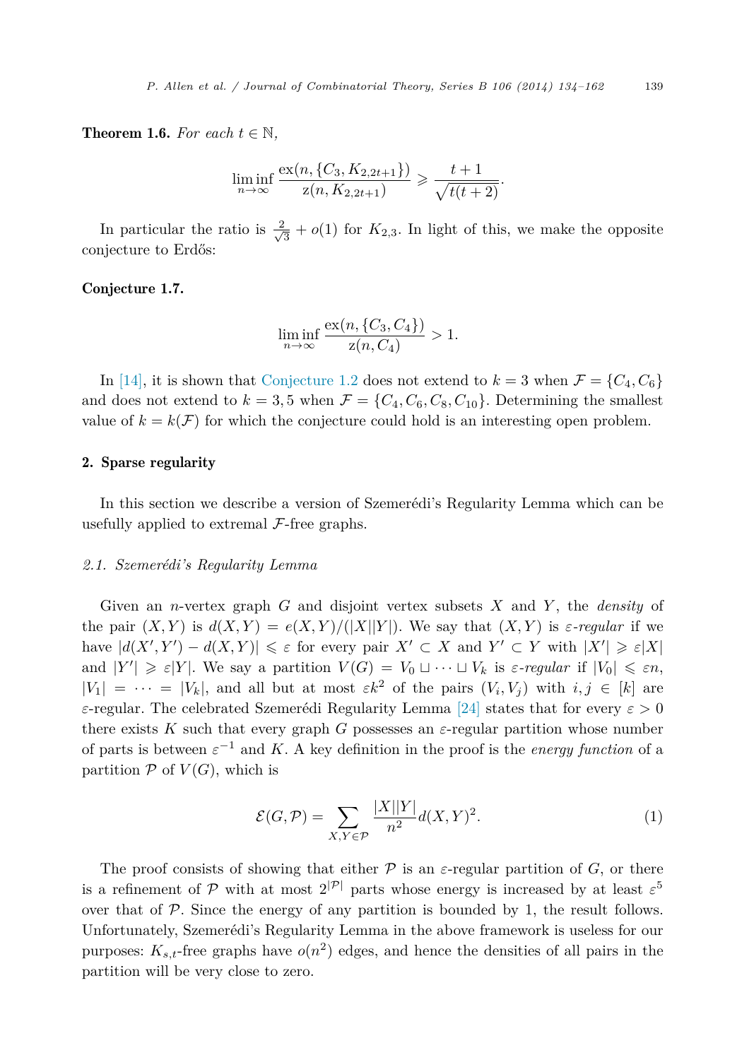**Theorem 1.6.** *For each $t \in \mathbb{N}$,*

$$\liminf_{n\to\infty} \frac{\mathrm{ex}(n, \{C_3, K_{2,2t+1}\})}{\mathrm{z}(n, K_{2,2t+1})} \geqslant \frac{t+1}{\sqrt{t(t+2)}}.$$

In particular the ratio is $\frac{2}{\sqrt{3}} + o(1)$ for $K_{2,3}$. In light of this, we make the opposite conjecture to Erdős:

**Conjecture 1.7.**

$$\liminf_{n\to\infty} \frac{\mathrm{ex}(n, \{C_3, C_4\})}{\mathrm{z}(n, C_4)} > 1.$$

In [14], it is shown that Conjecture 1.2 does not extend to $k = 3$ when $\mathcal{F} = \{C_4, C_6\}$ and does not extend to $k = 3, 5$ when $\mathcal{F} = \{C_4, C_6, C_8, C_{10}\}$. Determining the smallest value of $k = k(\mathcal{F})$ for which the conjecture could hold is an interesting open problem.

## 2. Sparse regularity

In this section we describe a version of Szemerédi's Regularity Lemma which can be usefully applied to extremal $\mathcal{F}$-free graphs.

### 2.1. Szemerédi's Regularity Lemma

Given an $n$-vertex graph $G$ and disjoint vertex subsets $X$ and $Y$, the *density* of the pair $(X, Y)$ is $d(X, Y) = e(X, Y)/(|X||Y|)$. We say that $(X, Y)$ is *ε-regular* if we have $|d(X', Y') - d(X, Y)| \leqslant \varepsilon$ for every pair $X' \subset X$ and $Y' \subset Y$ with $|X'| \geqslant \varepsilon|X|$ and $|Y'| \geqslant \varepsilon|Y|$. We say a partition $V(G) = V_0 \sqcup \cdots \sqcup V_k$ is *ε-regular* if $|V_0| \leqslant \varepsilon n$, $|V_1| = \cdots = |V_k|$, and all but at most $\varepsilon k^2$ of the pairs $(V_i, V_j)$ with $i, j \in [k]$ are $\varepsilon$-regular. The celebrated Szemerédi Regularity Lemma [24] states that for every $\varepsilon > 0$ there exists $K$ such that every graph $G$ possesses an $\varepsilon$-regular partition whose number of parts is between $\varepsilon^{-1}$ and $K$. A key definition in the proof is the *energy function* of a partition $\mathcal{P}$ of $V(G)$, which is

$$\mathcal{E}(G, \mathcal{P}) = \sum_{X, Y \in \mathcal{P}} \frac{|X||Y|}{n^2} d(X, Y)^2. \tag{1}$$

The proof consists of showing that either $\mathcal{P}$ is an $\varepsilon$-regular partition of $G$, or there is a refinement of $\mathcal{P}$ with at most $2^{|\mathcal{P}|}$ parts whose energy is increased by at least $\varepsilon^5$ over that of $\mathcal{P}$. Since the energy of any partition is bounded by 1, the result follows. Unfortunately, Szemerédi's Regularity Lemma in the above framework is useless for our purposes: $K_{s,t}$-free graphs have $o(n^2)$ edges, and hence the densities of all pairs in the partition will be very close to zero.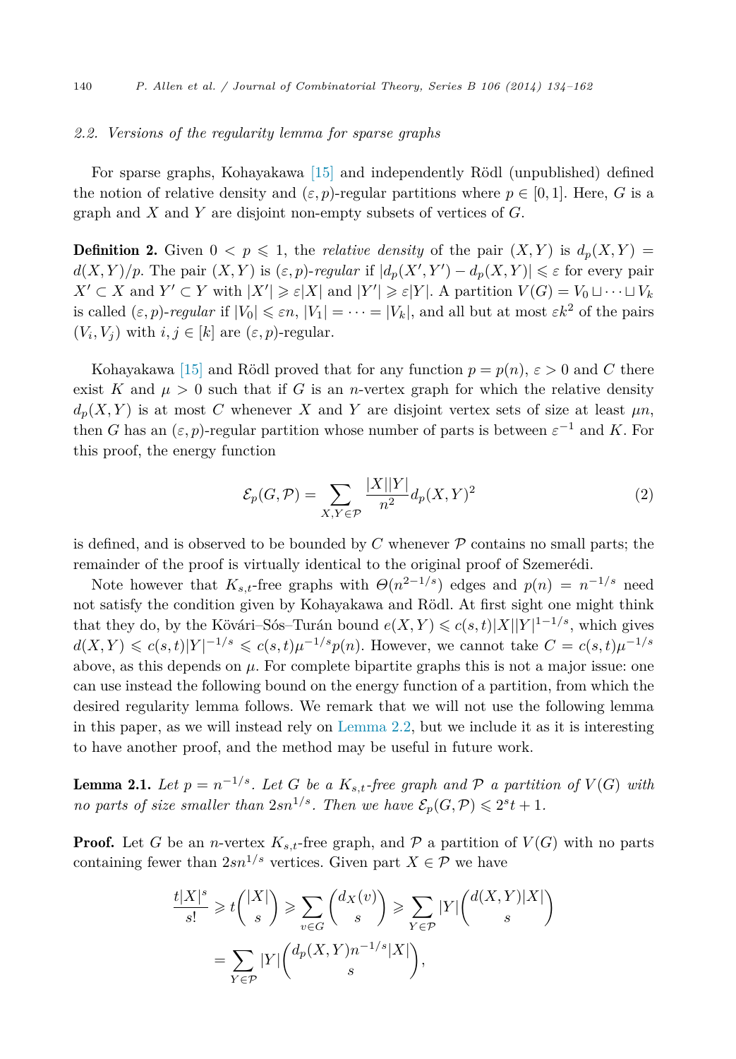### 2.2. Versions of the regularity lemma for sparse graphs

For sparse graphs, Kohayakawa [15] and independently Rödl (unpublished) defined the notion of relative density and $(\varepsilon, p)$-regular partitions where $p \in [0,1]$. Here, $G$ is a graph and $X$ and $Y$ are disjoint non-empty subsets of vertices of $G$.

**Definition 2.** Given $0 < p \leqslant 1$, the *relative density* of the pair $(X,Y)$ is $d_p(X,Y) = d(X,Y)/p$. The pair $(X,Y)$ is $(\varepsilon,p)$-*regular* if $|d_p(X',Y') - d_p(X,Y)| \leqslant \varepsilon$ for every pair $X' \subset X$ and $Y' \subset Y$ with $|X'| \geqslant \varepsilon|X|$ and $|Y'| \geqslant \varepsilon|Y|$. A partition $V(G) = V_0 \sqcup \dots \sqcup V_k$ is called $(\varepsilon,p)$-*regular* if $|V_0| \leqslant \varepsilon n$, $|V_1| = \dots = |V_k|$, and all but at most $\varepsilon k^2$ of the pairs $(V_i, V_j)$ with $i,j \in [k]$ are $(\varepsilon,p)$-regular.

Kohayakawa [15] and Rödl proved that for any function $p = p(n)$, $\varepsilon > 0$ and $C$ there exist $K$ and $\mu > 0$ such that if $G$ is an $n$-vertex graph for which the relative density $d_p(X,Y)$ is at most $C$ whenever $X$ and $Y$ are disjoint vertex sets of size at least $\mu n$, then $G$ has an $(\varepsilon,p)$-regular partition whose number of parts is between $\varepsilon^{-1}$ and $K$. For this proof, the energy function

$$\mathcal{E}_p(G,\mathcal{P}) = \sum_{X,Y \in \mathcal{P}} \frac{|X||Y|}{n^2} d_p(X,Y)^2 \tag{2}$$

is defined, and is observed to be bounded by $C$ whenever $\mathcal{P}$ contains no small parts; the remainder of the proof is virtually identical to the original proof of Szemerédi.

Note however that $K_{s,t}$-free graphs with $\Theta(n^{2-1/s})$ edges and $p(n) = n^{-1/s}$ need not satisfy the condition given by Kohayakawa and Rödl. At first sight one might think that they do, by the Kövári–Sós–Turán bound $e(X,Y) \leqslant c(s,t)|X||Y|^{1-1/s}$, which gives $d(X,Y) \leqslant c(s,t)|Y|^{-1/s} \leqslant c(s,t)\mu^{-1/s}p(n)$. However, we cannot take $C = c(s,t)\mu^{-1/s}$ above, as this depends on $\mu$. For complete bipartite graphs this is not a major issue: one can use instead the following bound on the energy function of a partition, from which the desired regularity lemma follows. We remark that we will not use the following lemma in this paper, as we will instead rely on Lemma 2.2, but we include it as it is interesting to have another proof, and the method may be useful in future work.

**Lemma 2.1.** *Let $p = n^{-1/s}$. Let $G$ be a $K_{s,t}$-free graph and $\mathcal{P}$ a partition of $V(G)$ with no parts of size smaller than $2sn^{1/s}$. Then we have $\mathcal{E}_p(G,\mathcal{P}) \leqslant 2^s t + 1$.*

**Proof.** Let $G$ be an $n$-vertex $K_{s,t}$-free graph, and $\mathcal{P}$ a partition of $V(G)$ with no parts containing fewer than $2sn^{1/s}$ vertices. Given part $X \in \mathcal{P}$ we have

$$\begin{aligned}
\frac{t|X|^s}{s!} \geqslant t\binom{|X|}{s} \geqslant \sum_{v \in G} \binom{d_X(v)}{s} \geqslant \sum_{Y \in \mathcal{P}} |Y| \binom{d(X,Y)|X|}{s} \\
= \sum_{Y \in \mathcal{P}} |Y| \binom{d_p(X,Y)n^{-1/s}|X|}{s},
\end{aligned}$$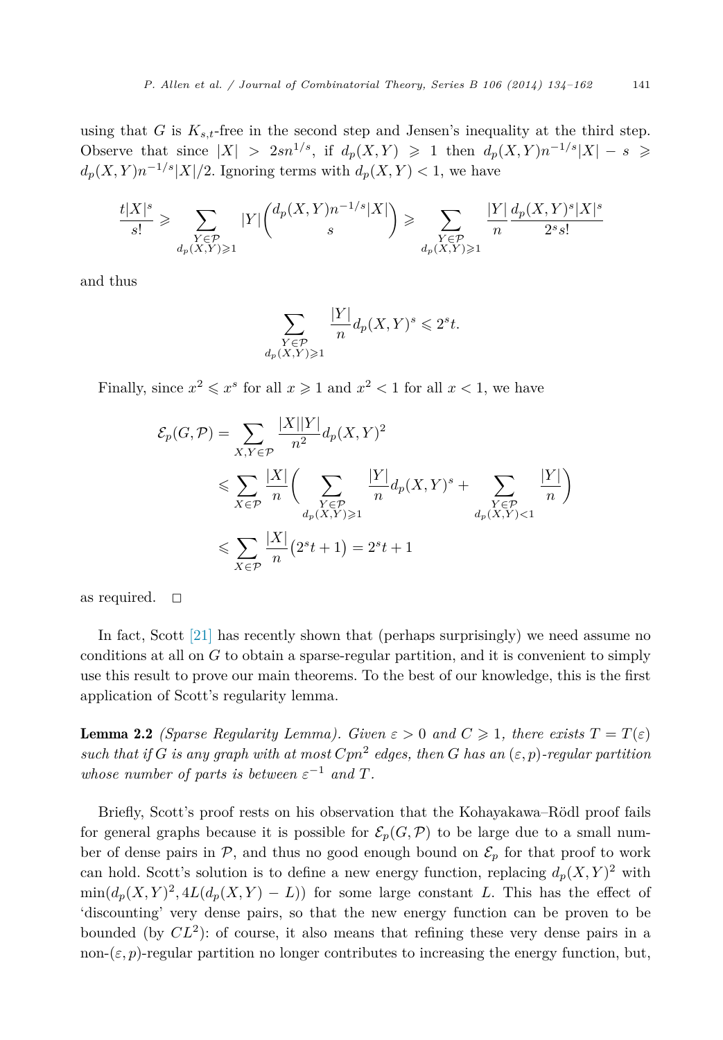using that $G$ is $K_{s,t}$-free in the second step and Jensen's inequality at the third step. Observe that since $|X| > 2sn^{1/s}$, if $d_p(X,Y) \geqslant 1$ then $d_p(X,Y)n^{-1/s}|X| - s \geqslant d_p(X,Y)n^{-1/s}|X|/2$. Ignoring terms with $d_p(X,Y) < 1$, we have

$$\frac{t|X|^s}{s!} \geqslant \sum_{\substack{Y \in \mathcal{P} \\ d_p(X,Y) \geqslant 1}} |Y| \binom{d_p(X,Y)n^{-1/s}|X|}{s} \geqslant \sum_{\substack{Y \in \mathcal{P} \\ d_p(X,Y) \geqslant 1}} \frac{|Y|}{n} \frac{d_p(X,Y)^s |X|^s}{2^s s!}$$

and thus

$$\sum_{\substack{Y \in \mathcal{P} \\ d_p(X,Y) \geqslant 1}} \frac{|Y|}{n} d_p(X,Y)^s \leqslant 2^s t.$$

Finally, since $x^2 \leqslant x^s$ for all $x \geqslant 1$ and $x^2 < 1$ for all $x < 1$, we have

$$\begin{aligned}
\mathcal{E}_p(G,\mathcal{P}) &= \sum_{X,Y \in \mathcal{P}} \frac{|X||Y|}{n^2} d_p(X,Y)^2 \\
&\leqslant \sum_{X \in \mathcal{P}} \frac{|X|}{n} \Bigg( \sum_{\substack{Y \in \mathcal{P} \\ d_p(X,Y) \geqslant 1}} \frac{|Y|}{n} d_p(X,Y)^s + \sum_{\substack{Y \in \mathcal{P} \\ d_p(X,Y) < 1}} \frac{|Y|}{n} \Bigg) \\
&\leqslant \sum_{X \in \mathcal{P}} \frac{|X|}{n} \big(2^s t + 1\big) = 2^s t + 1
\end{aligned}$$

as required. $\square$

In fact, Scott [21] has recently shown that (perhaps surprisingly) we need assume no conditions at all on $G$ to obtain a sparse-regular partition, and it is convenient to simply use this result to prove our main theorems. To the best of our knowledge, this is the first application of Scott's regularity lemma.

**Lemma 2.2** *(Sparse Regularity Lemma). Given $\varepsilon > 0$ and $C \geqslant 1$, there exists $T = T(\varepsilon)$ such that if $G$ is any graph with at most $Cpn^2$ edges, then $G$ has an $(\varepsilon, p)$-regular partition whose number of parts is between $\varepsilon^{-1}$ and $T$.*

Briefly, Scott's proof rests on his observation that the Kohayakawa–Rödl proof fails for general graphs because it is possible for $\mathcal{E}_p(G,\mathcal{P})$ to be large due to a small number of dense pairs in $\mathcal{P}$, and thus no good enough bound on $\mathcal{E}_p$ for that proof to work can hold. Scott's solution is to define a new energy function, replacing $d_p(X,Y)^2$ with $\min(d_p(X,Y)^2, 4L(d_p(X,Y) - L))$ for some large constant $L$. This has the effect of 'discounting' very dense pairs, so that the new energy function can be proven to be bounded (by $CL^2$): of course, it also means that refining these very dense pairs in a non-$(\varepsilon,p)$-regular partition no longer contributes to increasing the energy function, but,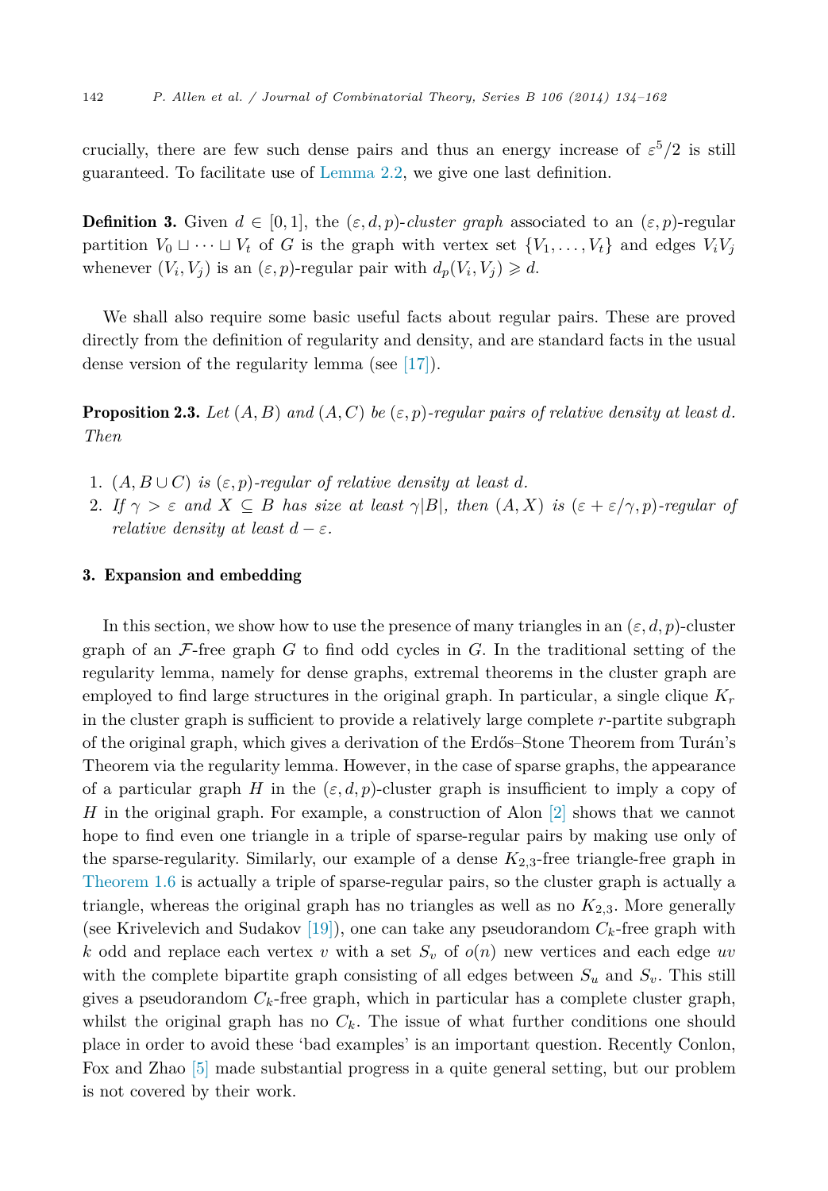crucially, there are few such dense pairs and thus an energy increase of $\varepsilon^5/2$ is still guaranteed. To facilitate use of Lemma 2.2, we give one last definition.

**Definition 3.** Given $d \in [0,1]$, the $(\varepsilon, d, p)$-*cluster graph* associated to an $(\varepsilon, p)$-regular partition $V_0 \sqcup \cdots \sqcup V_t$ of $G$ is the graph with vertex set $\{V_1, \ldots, V_t\}$ and edges $V_iV_j$ whenever $(V_i, V_j)$ is an $(\varepsilon, p)$-regular pair with $d_p(V_i, V_j) \geqslant d$.

We shall also require some basic useful facts about regular pairs. These are proved directly from the definition of regularity and density, and are standard facts in the usual dense version of the regularity lemma (see [17]).

**Proposition 2.3.** *Let $(A, B)$ and $(A, C)$ be $(\varepsilon, p)$-regular pairs of relative density at least $d$. Then*

1. *$(A, B \cup C)$ is $(\varepsilon, p)$-regular of relative density at least $d$.*
2. *If $\gamma > \varepsilon$ and $X \subseteq B$ has size at least $\gamma|B|$, then $(A, X)$ is $(\varepsilon + \varepsilon/\gamma, p)$-regular of relative density at least $d - \varepsilon$.*

## 3. Expansion and embedding

In this section, we show how to use the presence of many triangles in an $(\varepsilon, d, p)$-cluster graph of an $\mathcal{F}$-free graph $G$ to find odd cycles in $G$. In the traditional setting of the regularity lemma, namely for dense graphs, extremal theorems in the cluster graph are employed to find large structures in the original graph. In particular, a single clique $K_r$ in the cluster graph is sufficient to provide a relatively large complete $r$-partite subgraph of the original graph, which gives a derivation of the Erdős–Stone Theorem from Turán's Theorem via the regularity lemma. However, in the case of sparse graphs, the appearance of a particular graph $H$ in the $(\varepsilon, d, p)$-cluster graph is insufficient to imply a copy of $H$ in the original graph. For example, a construction of Alon [2] shows that we cannot hope to find even one triangle in a triple of sparse-regular pairs by making use only of the sparse-regularity. Similarly, our example of a dense $K_{2,3}$-free triangle-free graph in Theorem 1.6 is actually a triple of sparse-regular pairs, so the cluster graph is actually a triangle, whereas the original graph has no triangles as well as no $K_{2,3}$. More generally (see Krivelevich and Sudakov [19]), one can take any pseudorandom $C_k$-free graph with $k$ odd and replace each vertex $v$ with a set $S_v$ of $o(n)$ new vertices and each edge $uv$ with the complete bipartite graph consisting of all edges between $S_u$ and $S_v$. This still gives a pseudorandom $C_k$-free graph, which in particular has a complete cluster graph, whilst the original graph has no $C_k$. The issue of what further conditions one should place in order to avoid these 'bad examples' is an important question. Recently Conlon, Fox and Zhao [5] made substantial progress in a quite general setting, but our problem is not covered by their work.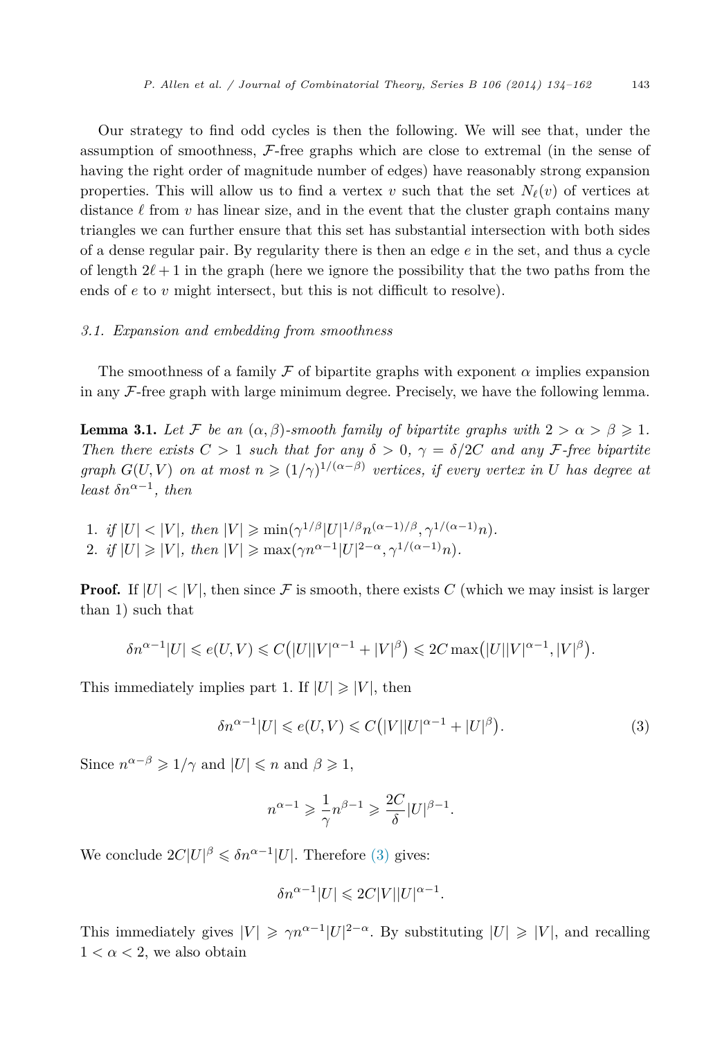Our strategy to find odd cycles is then the following. We will see that, under the assumption of smoothness, $\mathcal{F}$-free graphs which are close to extremal (in the sense of having the right order of magnitude number of edges) have reasonably strong expansion properties. This will allow us to find a vertex $v$ such that the set $N_\ell(v)$ of vertices at distance $\ell$ from $v$ has linear size, and in the event that the cluster graph contains many triangles we can further ensure that this set has substantial intersection with both sides of a dense regular pair. By regularity there is then an edge $e$ in the set, and thus a cycle of length $2\ell+1$ in the graph (here we ignore the possibility that the two paths from the ends of $e$ to $v$ might intersect, but this is not difficult to resolve).

### 3.1. Expansion and embedding from smoothness

The smoothness of a family $\mathcal{F}$ of bipartite graphs with exponent $\alpha$ implies expansion in any $\mathcal{F}$-free graph with large minimum degree. Precisely, we have the following lemma.

**Lemma 3.1.** *Let $\mathcal{F}$ be an $(\alpha, \beta)$-smooth family of bipartite graphs with $2 > \alpha > \beta \geqslant 1$. Then there exists $C > 1$ such that for any $\delta > 0$, $\gamma = \delta/2C$ and any $\mathcal{F}$-free bipartite graph $G(U, V)$ on at most $n \geqslant (1/\gamma)^{1/(\alpha-\beta)}$ vertices, if every vertex in $U$ has degree at least $\delta n^{\alpha-1}$, then*

1. *if $|U| < |V|$, then $|V| \geqslant \min(\gamma^{1/\beta}|U|^{1/\beta}n^{(\alpha-1)/\beta}, \gamma^{1/(\alpha-1)}n)$.*
2. *if $|U| \geqslant |V|$, then $|V| \geqslant \max(\gamma n^{\alpha-1}|U|^{2-\alpha}, \gamma^{1/(\alpha-1)}n)$.*

**Proof.** If $|U| < |V|$, then since $\mathcal{F}$ is smooth, there exists $C$ (which we may insist is larger than 1) such that

$$\delta n^{\alpha-1}|U| \leqslant e(U, V) \leqslant C\big(|U||V|^{\alpha-1} + |V|^\beta\big) \leqslant 2C \max\big(|U||V|^{\alpha-1}, |V|^\beta\big).$$

This immediately implies part 1. If $|U| \geqslant |V|$, then

$$\delta n^{\alpha-1}|U| \leqslant e(U, V) \leqslant C\big(|V||U|^{\alpha-1} + |U|^\beta\big). \tag{3}$$

Since $n^{\alpha-\beta} \geqslant 1/\gamma$ and $|U| \leqslant n$ and $\beta \geqslant 1$,

$$n^{\alpha-1} \geqslant \frac{1}{\gamma} n^{\beta-1} \geqslant \frac{2C}{\delta}|U|^{\beta-1}.$$

We conclude $2C|U|^\beta \leqslant \delta n^{\alpha-1}|U|$. Therefore (3) gives:

$$\delta n^{\alpha-1}|U| \leqslant 2C|V||U|^{\alpha-1}.$$

This immediately gives $|V| \geqslant \gamma n^{\alpha-1}|U|^{2-\alpha}$. By substituting $|U| \geqslant |V|$, and recalling $1 < \alpha < 2$, we also obtain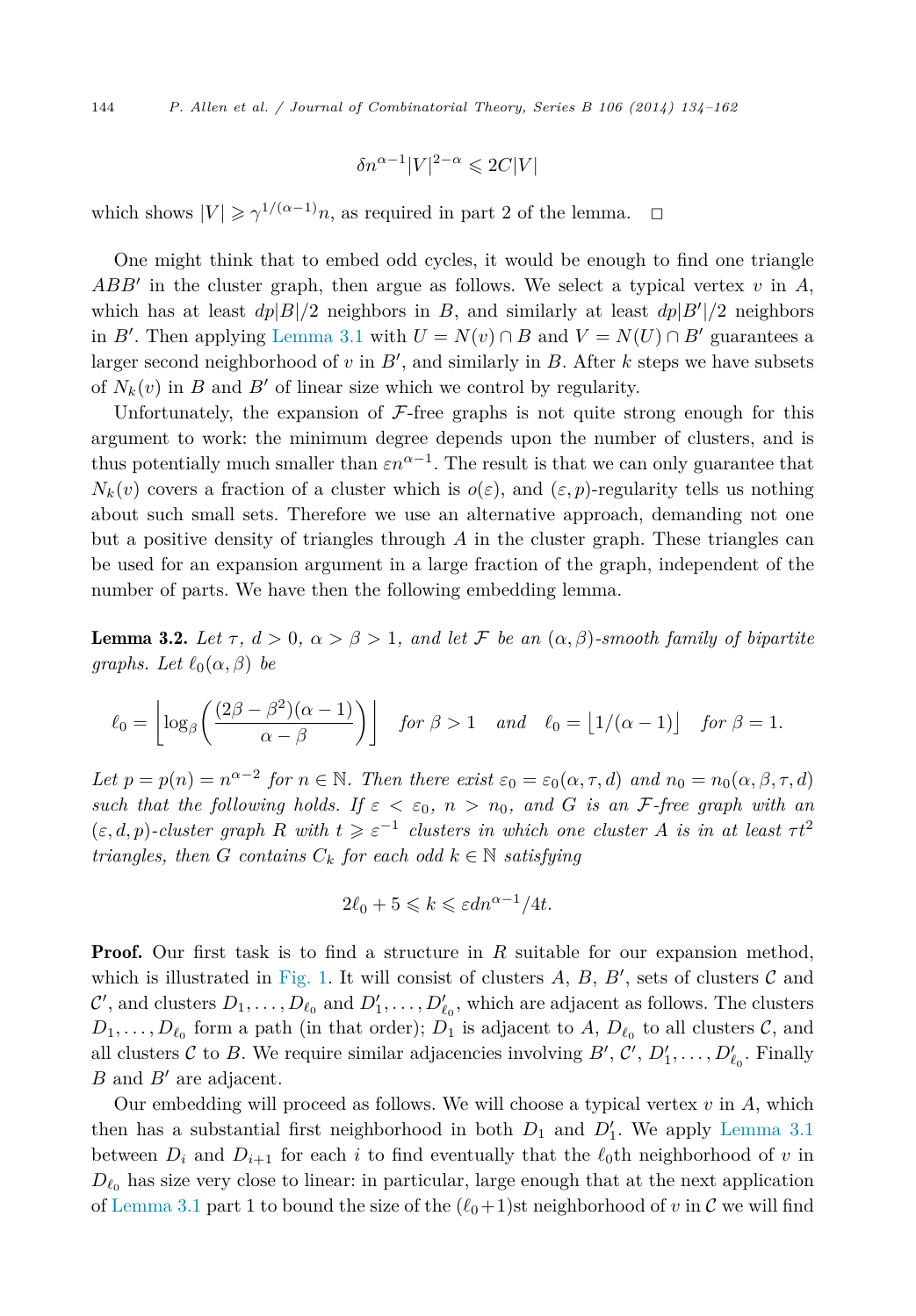$$\delta n^{\alpha-1}|V|^{2-\alpha} \leqslant 2C|V|$$

which shows $|V| \geqslant \gamma^{1/(\alpha-1)}n$, as required in part 2 of the lemma. $\square$

One might think that to embed odd cycles, it would be enough to find one triangle $ABB'$ in the cluster graph, then argue as follows. We select a typical vertex $v$ in $A$, which has at least $dp|B|/2$ neighbors in $B$, and similarly at least $dp|B'|/2$ neighbors in $B'$. Then applying Lemma 3.1 with $U = N(v) \cap B$ and $V = N(U) \cap B'$ guarantees a larger second neighborhood of $v$ in $B'$, and similarly in $B$. After $k$ steps we have subsets of $N_k(v)$ in $B$ and $B'$ of linear size which we control by regularity.

Unfortunately, the expansion of $\mathcal{F}$-free graphs is not quite strong enough for this argument to work: the minimum degree depends upon the number of clusters, and is thus potentially much smaller than $\varepsilon n^{\alpha-1}$. The result is that we can only guarantee that $N_k(v)$ covers a fraction of a cluster which is $o(\varepsilon)$, and $(\varepsilon, p)$-regularity tells us nothing about such small sets. Therefore we use an alternative approach, demanding not one but a positive density of triangles through $A$ in the cluster graph. These triangles can be used for an expansion argument in a large fraction of the graph, independent of the number of parts. We have then the following embedding lemma.

**Lemma 3.2.** *Let $\tau$, $d > 0$, $\alpha > \beta > 1$, and let $\mathcal{F}$ be an $(\alpha, \beta)$-smooth family of bipartite graphs. Let $\ell_0(\alpha, \beta)$ be*

$$\ell_0 = \left\lfloor \log_\beta\left(\frac{(2\beta - \beta^2)(\alpha - 1)}{\alpha - \beta}\right)\right\rfloor \quad \text{for } \beta > 1 \quad \text{and} \quad \ell_0 = \lfloor 1/(\alpha - 1)\rfloor \quad \text{for } \beta = 1.$$

*Let $p = p(n) = n^{\alpha-2}$ for $n \in \mathbb{N}$. Then there exist $\varepsilon_0 = \varepsilon_0(\alpha, \tau, d)$ and $n_0 = n_0(\alpha, \beta, \tau, d)$ such that the following holds. If $\varepsilon < \varepsilon_0$, $n > n_0$, and $G$ is an $\mathcal{F}$-free graph with an $(\varepsilon, d, p)$-cluster graph $R$ with $t \geqslant \varepsilon^{-1}$ clusters in which one cluster $A$ is in at least $\tau t^2$ triangles, then $G$ contains $C_k$ for each odd $k \in \mathbb{N}$ satisfying*

$$2\ell_0 + 5 \leqslant k \leqslant \varepsilon d n^{\alpha-1}/4t.$$

**Proof.** Our first task is to find a structure in $R$ suitable for our expansion method, which is illustrated in Fig. 1. It will consist of clusters $A$, $B$, $B'$, sets of clusters $\mathcal{C}$ and $\mathcal{C}'$, and clusters $D_1, \ldots, D_{\ell_0}$ and $D'_1, \ldots, D'_{\ell_0}$, which are adjacent as follows. The clusters $D_1, \ldots, D_{\ell_0}$ form a path (in that order); $D_1$ is adjacent to $A$, $D_{\ell_0}$ to all clusters $\mathcal{C}$, and all clusters $\mathcal{C}$ to $B$. We require similar adjacencies involving $B'$, $\mathcal{C}'$, $D'_1, \ldots, D'_{\ell_0}$. Finally $B$ and $B'$ are adjacent.

Our embedding will proceed as follows. We will choose a typical vertex $v$ in $A$, which then has a substantial first neighborhood in both $D_1$ and $D'_1$. We apply Lemma 3.1 between $D_i$ and $D_{i+1}$ for each $i$ to find eventually that the $\ell_0$th neighborhood of $v$ in $D_{\ell_0}$ has size very close to linear: in particular, large enough that at the next application of Lemma 3.1 part 1 to bound the size of the $(\ell_0+1)$st neighborhood of $v$ in $\mathcal{C}$ we will find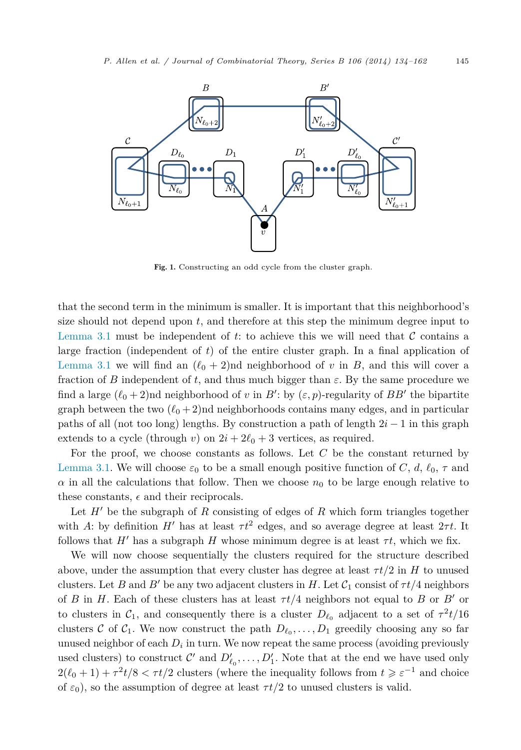Fig. 1. Constructing an odd cycle from the cluster graph.

that the second term in the minimum is smaller. It is important that this neighborhood's size should not depend upon $t$, and therefore at this step the minimum degree input to Lemma 3.1 must be independent of $t$: to achieve this we will need that $\mathcal{C}$ contains a large fraction (independent of $t$) of the entire cluster graph. In a final application of Lemma 3.1 we will find an $(\ell_0+2)$nd neighborhood of $v$ in $B$, and this will cover a fraction of $B$ independent of $t$, and thus much bigger than $\varepsilon$. By the same procedure we find a large $(\ell_0+2)$nd neighborhood of $v$ in $B'$: by $(\varepsilon,p)$-regularity of $BB'$ the bipartite graph between the two $(\ell_0+2)$nd neighborhoods contains many edges, and in particular paths of all (not too long) lengths. By construction a path of length $2i-1$ in this graph extends to a cycle (through $v$) on $2i+2\ell_0+3$ vertices, as required.

For the proof, we choose constants as follows. Let $C$ be the constant returned by Lemma 3.1. We will choose $\varepsilon_0$ to be a small enough positive function of $C$, $d$, $\ell_0$, $\tau$ and $\alpha$ in all the calculations that follow. Then we choose $n_0$ to be large enough relative to these constants, $\epsilon$ and their reciprocals.

Let $H'$ be the subgraph of $R$ consisting of edges of $R$ which form triangles together with $A$: by definition $H'$ has at least $\tau t^2$ edges, and so average degree at least $2\tau t$. It follows that $H'$ has a subgraph $H$ whose minimum degree is at least $\tau t$, which we fix.

We will now choose sequentially the clusters required for the structure described above, under the assumption that every cluster has degree at least $\tau t/2$ in $H$ to unused clusters. Let $B$ and $B'$ be any two adjacent clusters in $H$. Let $\mathcal{C}_1$ consist of $\tau t/4$ neighbors of $B$ in $H$. Each of these clusters has at least $\tau t/4$ neighbors not equal to $B$ or $B'$ or to clusters in $\mathcal{C}_1$, and consequently there is a cluster $D_{\ell_0}$ adjacent to a set of $\tau^2 t/16$ clusters $\mathcal{C}$ of $\mathcal{C}_1$. We now construct the path $D_{\ell_0},\dots,D_1$ greedily choosing any so far unused neighbor of each $D_i$ in turn. We now repeat the same process (avoiding previously used clusters) to construct $\mathcal{C}'$ and $D'_{\ell_0},\dots,D'_1$. Note that at the end we have used only $2(\ell_0+1)+\tau^2 t/8 < \tau t/2$ clusters (where the inequality follows from $t \geqslant \varepsilon^{-1}$ and choice of $\varepsilon_0$), so the assumption of degree at least $\tau t/2$ to unused clusters is valid.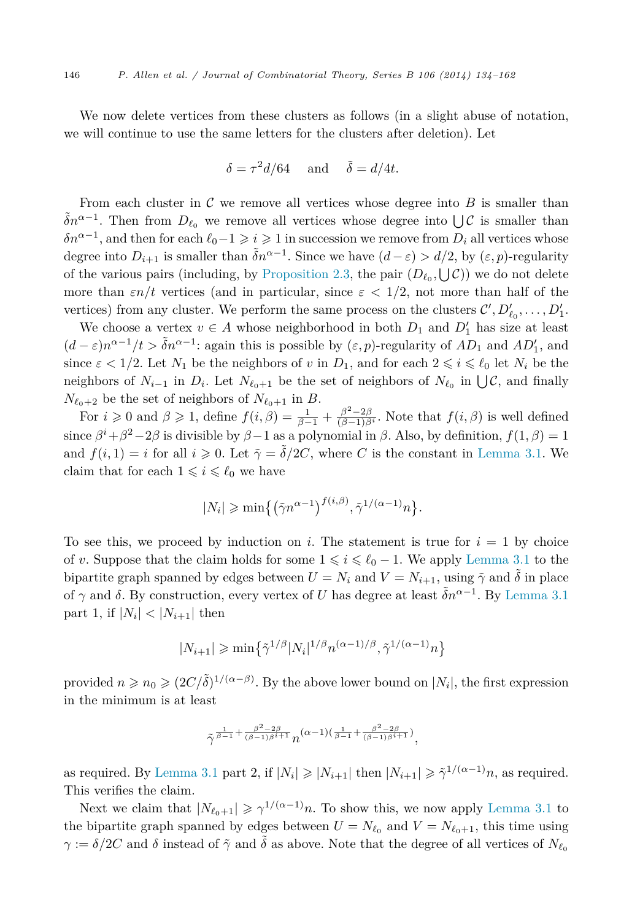We now delete vertices from these clusters as follows (in a slight abuse of notation, we will continue to use the same letters for the clusters after deletion). Let

$$\delta = \tau^2 d/64 \quad \text{and} \quad \tilde{\delta} = d/4t.$$

From each cluster in $\mathcal{C}$ we remove all vertices whose degree into $B$ is smaller than $\tilde{\delta}n^{\alpha-1}$. Then from $D_{\ell_0}$ we remove all vertices whose degree into $\bigcup \mathcal{C}$ is smaller than $\delta n^{\alpha-1}$, and then for each $\ell_0 - 1 \geqslant i \geqslant 1$ in succession we remove from $D_i$ all vertices whose degree into $D_{i+1}$ is smaller than $\tilde{\delta}n^{\alpha-1}$. Since we have $(d-\varepsilon) > d/2$, by $(\varepsilon, p)$-regularity of the various pairs (including, by Proposition 2.3, the pair $(D_{\ell_0}, \bigcup \mathcal{C})$) we do not delete more than $\varepsilon n/t$ vertices (and in particular, since $\varepsilon < 1/2$, not more than half of the vertices) from any cluster. We perform the same process on the clusters $\mathcal{C}', D'_{\ell_0}, \dots, D'_1$.

We choose a vertex $v \in A$ whose neighborhood in both $D_1$ and $D'_1$ has size at least $(d-\varepsilon)n^{\alpha-1}/t > \tilde{\delta}n^{\alpha-1}$: again this is possible by $(\varepsilon, p)$-regularity of $AD_1$ and $AD'_1$, and since $\varepsilon < 1/2$. Let $N_1$ be the neighbors of $v$ in $D_1$, and for each $2 \leqslant i \leqslant \ell_0$ let $N_i$ be the neighbors of $N_{i-1}$ in $D_i$. Let $N_{\ell_0+1}$ be the set of neighbors of $N_{\ell_0}$ in $\bigcup \mathcal{C}$, and finally $N_{\ell_0+2}$ be the set of neighbors of $N_{\ell_0+1}$ in $B$.

For $i \geqslant 0$ and $\beta \geqslant 1$, define $f(i, \beta) = \frac{1}{\beta-1} + \frac{\beta^2 - 2\beta}{(\beta-1)\beta^i}$. Note that $f(i, \beta)$ is well defined since $\beta^i + \beta^2 - 2\beta$ is divisible by $\beta - 1$ as a polynomial in $\beta$. Also, by definition, $f(1, \beta) = 1$ and $f(i, 1) = i$ for all $i \geqslant 0$. Let $\tilde{\gamma} = \tilde{\delta}/2C$, where $C$ is the constant in Lemma 3.1. We claim that for each $1 \leqslant i \leqslant \ell_0$ we have

$$|N_i| \geqslant \min\left\{ \left(\tilde{\gamma}n^{\alpha-1}\right)^{f(i,\beta)}, \tilde{\gamma}^{1/(\alpha-1)}n \right\}.$$

To see this, we proceed by induction on $i$. The statement is true for $i = 1$ by choice of $v$. Suppose that the claim holds for some $1 \leqslant i \leqslant \ell_0 - 1$. We apply Lemma 3.1 to the bipartite graph spanned by edges between $U = N_i$ and $V = N_{i+1}$, using $\tilde{\gamma}$ and $\tilde{\delta}$ in place of $\gamma$ and $\delta$. By construction, every vertex of $U$ has degree at least $\tilde{\delta}n^{\alpha-1}$. By Lemma 3.1 part 1, if $|N_i| < |N_{i+1}|$ then

$$|N_{i+1}| \geqslant \min\left\{ \tilde{\gamma}^{1/\beta} |N_i|^{1/\beta} n^{(\alpha-1)/\beta}, \tilde{\gamma}^{1/(\alpha-1)}n \right\}$$

provided $n \geqslant n_0 \geqslant (2C/\tilde{\delta})^{1/(\alpha-\beta)}$. By the above lower bound on $|N_i|$, the first expression in the minimum is at least

$$\tilde{\gamma}^{\frac{1}{\beta-1} + \frac{\beta^2-2\beta}{(\beta-1)\beta^{i+1}}} n^{(\alpha-1)\left(\frac{1}{\beta-1} + \frac{\beta^2-2\beta}{(\beta-1)\beta^{i+1}}\right)},$$

as required. By Lemma 3.1 part 2, if $|N_i| \geqslant |N_{i+1}|$ then $|N_{i+1}| \geqslant \tilde{\gamma}^{1/(\alpha-1)}n$, as required. This verifies the claim.

Next we claim that $|N_{\ell_0+1}| \geqslant \gamma^{1/(\alpha-1)}n$. To show this, we now apply Lemma 3.1 to the bipartite graph spanned by edges between $U = N_{\ell_0}$ and $V = N_{\ell_0+1}$, this time using $\gamma := \delta/2C$ and $\delta$ instead of $\tilde{\gamma}$ and $\tilde{\delta}$ as above. Note that the degree of all vertices of $N_{\ell_0}$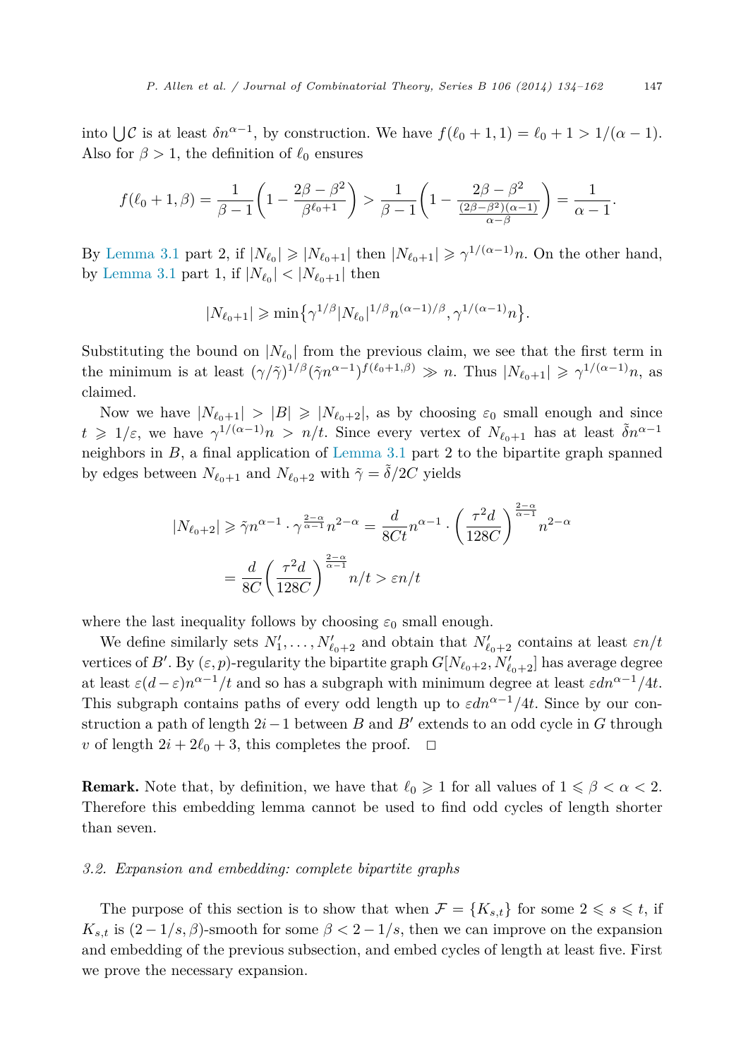into $\bigcup \mathcal{C}$ is at least $\delta n^{\alpha-1}$, by construction. We have $f(\ell_0+1,1) = \ell_0 + 1 > 1/(\alpha-1)$. Also for $\beta > 1$, the definition of $\ell_0$ ensures

$$f(\ell_0+1,\beta) = \frac{1}{\beta-1}\left(1 - \frac{2\beta-\beta^2}{\beta^{\ell_0+1}}\right) > \frac{1}{\beta-1}\left(1 - \frac{2\beta-\beta^2}{\frac{(2\beta-\beta^2)(\alpha-1)}{\alpha-\beta}}\right) = \frac{1}{\alpha-1}.$$

By Lemma 3.1 part 2, if $|N_{\ell_0}| \geqslant |N_{\ell_0+1}|$ then $|N_{\ell_0+1}| \geqslant \gamma^{1/(\alpha-1)} n$. On the other hand, by Lemma 3.1 part 1, if $|N_{\ell_0}| < |N_{\ell_0+1}|$ then

$$|N_{\ell_0+1}| \geqslant \min\bigl\{\gamma^{1/\beta} |N_{\ell_0}|^{1/\beta} n^{(\alpha-1)/\beta}, \gamma^{1/(\alpha-1)} n\bigr\}.$$

Substituting the bound on $|N_{\ell_0}|$ from the previous claim, we see that the first term in the minimum is at least $(\gamma/\tilde{\gamma})^{1/\beta}(\tilde{\gamma} n^{\alpha-1})^{f(\ell_0+1,\beta)} \gg n$. Thus $|N_{\ell_0+1}| \geqslant \gamma^{1/(\alpha-1)} n$, as claimed.

Now we have $|N_{\ell_0+1}| > |B| \geqslant |N_{\ell_0+2}|$, as by choosing $\varepsilon_0$ small enough and since $t \geqslant 1/\varepsilon$, we have $\gamma^{1/(\alpha-1)} n > n/t$. Since every vertex of $N_{\ell_0+1}$ has at least $\tilde{\delta} n^{\alpha-1}$ neighbors in $B$, a final application of Lemma 3.1 part 2 to the bipartite graph spanned by edges between $N_{\ell_0+1}$ and $N_{\ell_0+2}$ with $\tilde{\gamma} = \tilde{\delta}/2C$ yields

$$\begin{aligned}
|N_{\ell_0+2}| &\geqslant \tilde{\gamma} n^{\alpha-1} \cdot \gamma^{\frac{2-\alpha}{\alpha-1}} n^{2-\alpha} = \frac{d}{8Ct} n^{\alpha-1} \cdot \left(\frac{\tau^2 d}{128C}\right)^{\frac{2-\alpha}{\alpha-1}} n^{2-\alpha} \\
&= \frac{d}{8C}\left(\frac{\tau^2 d}{128C}\right)^{\frac{2-\alpha}{\alpha-1}} n/t > \varepsilon n/t
\end{aligned}$$

where the last inequality follows by choosing $\varepsilon_0$ small enough.

We define similarly sets $N'_1, \dots, N'_{\ell_0+2}$ and obtain that $N'_{\ell_0+2}$ contains at least $\varepsilon n/t$ vertices of $B'$. By $(\varepsilon, p)$-regularity the bipartite graph $G[N_{\ell_0+2}, N'_{\ell_0+2}]$ has average degree at least $\varepsilon(d-\varepsilon)n^{\alpha-1}/t$ and so has a subgraph with minimum degree at least $\varepsilon d n^{\alpha-1}/4t$. This subgraph contains paths of every odd length up to $\varepsilon d n^{\alpha-1}/4t$. Since by our construction a path of length $2i-1$ between $B$ and $B'$ extends to an odd cycle in $G$ through $v$ of length $2i + 2\ell_0 + 3$, this completes the proof. $\square$

**Remark.** Note that, by definition, we have that $\ell_0 \geqslant 1$ for all values of $1 \leqslant \beta < \alpha < 2$. Therefore this embedding lemma cannot be used to find odd cycles of length shorter than seven.

### *3.2. Expansion and embedding: complete bipartite graphs*

The purpose of this section is to show that when $\mathcal{F} = \{K_{s,t}\}$ for some $2 \leqslant s \leqslant t$, if $K_{s,t}$ is $(2-1/s, \beta)$-smooth for some $\beta < 2 - 1/s$, then we can improve on the expansion and embedding of the previous subsection, and embed cycles of length at least five. First we prove the necessary expansion.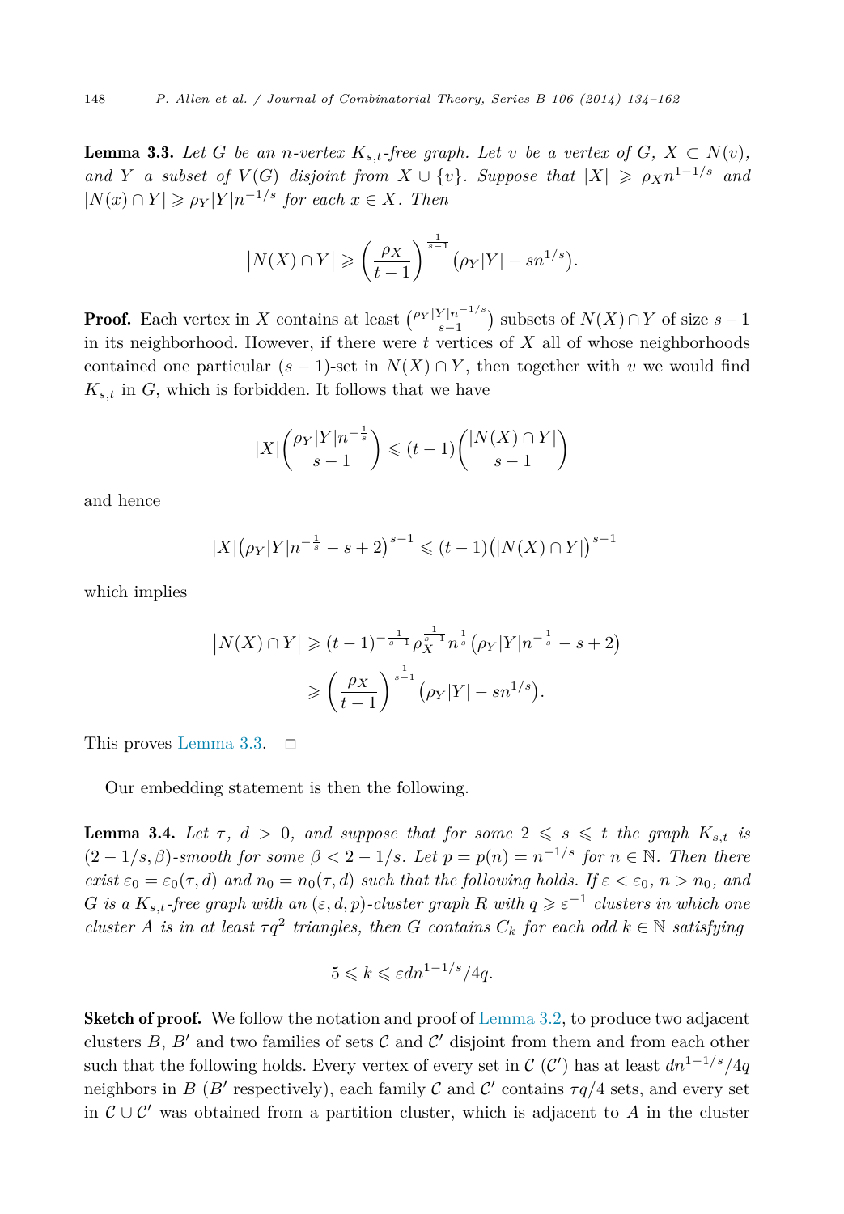**Lemma 3.3.** *Let $G$ be an $n$-vertex $K_{s,t}$-free graph. Let $v$ be a vertex of $G$, $X \subset N(v)$, and $Y$ a subset of $V(G)$ disjoint from $X \cup \{v\}$. Suppose that $|X| \geqslant \rho_X n^{1-1/s}$ and $|N(x) \cap Y| \geqslant \rho_Y |Y| n^{-1/s}$ for each $x \in X$. Then*

$$\left|N(X) \cap Y\right| \geqslant \left(\frac{\rho_X}{t-1}\right)^{\frac{1}{s-1}} \left(\rho_Y |Y| - s n^{1/s}\right).$$

**Proof.** Each vertex in $X$ contains at least $\binom{\rho_Y |Y| n^{-1/s}}{s-1}$ subsets of $N(X) \cap Y$ of size $s-1$ in its neighborhood. However, if there were $t$ vertices of $X$ all of whose neighborhoods contained one particular $(s-1)$-set in $N(X) \cap Y$, then together with $v$ we would find $K_{s,t}$ in $G$, which is forbidden. It follows that we have

$$|X| \binom{\rho_Y |Y| n^{-\frac{1}{s}}}{s-1} \leqslant (t-1) \binom{|N(X) \cap Y|}{s-1}$$

and hence

$$|X| \left(\rho_Y |Y| n^{-\frac{1}{s}} - s + 2\right)^{s-1} \leqslant (t-1) \left(|N(X) \cap Y|\right)^{s-1}$$

which implies

$$\begin{aligned}
\left|N(X) \cap Y\right| &\geqslant (t-1)^{-\frac{1}{s-1}} \rho_X^{\frac{1}{s-1}} n^{\frac{1}{s}} \left(\rho_Y |Y| n^{-\frac{1}{s}} - s + 2\right) \\
&\geqslant \left(\frac{\rho_X}{t-1}\right)^{\frac{1}{s-1}} \left(\rho_Y |Y| - s n^{1/s}\right).
\end{aligned}$$

This proves Lemma 3.3. $\square$

Our embedding statement is then the following.

**Lemma 3.4.** *Let $\tau$, $d > 0$, and suppose that for some $2 \leqslant s \leqslant t$ the graph $K_{s,t}$ is $(2 - 1/s, \beta)$-smooth for some $\beta < 2 - 1/s$. Let $p = p(n) = n^{-1/s}$ for $n \in \mathbb{N}$. Then there exist $\varepsilon_0 = \varepsilon_0(\tau, d)$ and $n_0 = n_0(\tau, d)$ such that the following holds. If $\varepsilon < \varepsilon_0$, $n > n_0$, and $G$ is a $K_{s,t}$-free graph with an $(\varepsilon, d, p)$-cluster graph $R$ with $q \geqslant \varepsilon^{-1}$ clusters in which one cluster $A$ is in at least $\tau q^2$ triangles, then $G$ contains $C_k$ for each odd $k \in \mathbb{N}$ satisfying*

$$5 \leqslant k \leqslant \varepsilon d n^{1-1/s}/4q.$$

**Sketch of proof.** We follow the notation and proof of Lemma 3.2, to produce two adjacent clusters $B$, $B'$ and two families of sets $\mathcal{C}$ and $\mathcal{C}'$ disjoint from them and from each other such that the following holds. Every vertex of every set in $\mathcal{C}$ ($\mathcal{C}'$) has at least $dn^{1-1/s}/4q$ neighbors in $B$ ($B'$ respectively), each family $\mathcal{C}$ and $\mathcal{C}'$ contains $\tau q/4$ sets, and every set in $\mathcal{C} \cup \mathcal{C}'$ was obtained from a partition cluster, which is adjacent to $A$ in the cluster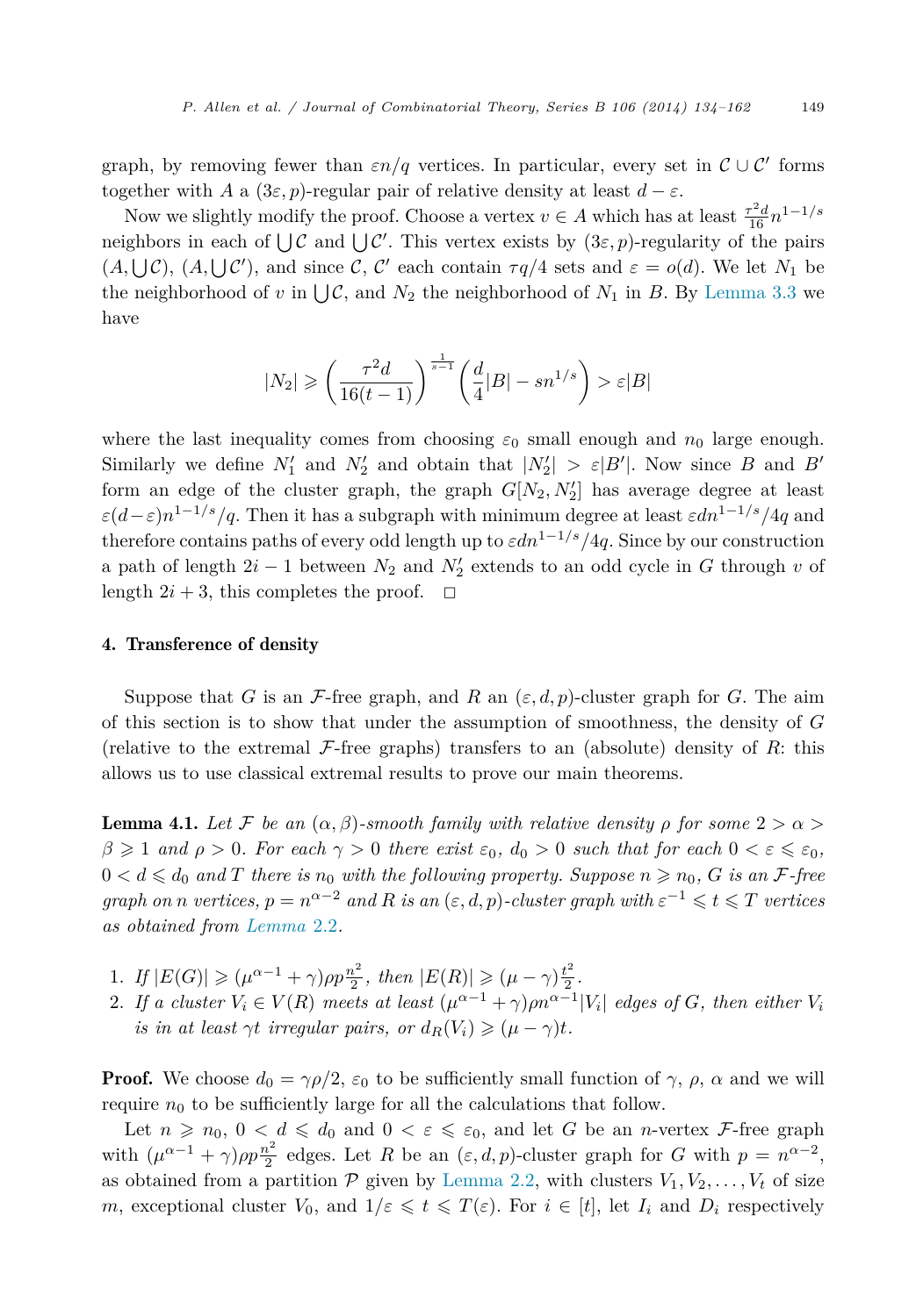graph, by removing fewer than $\varepsilon n/q$ vertices. In particular, every set in $\mathcal{C} \cup \mathcal{C}'$ forms together with $A$ a $(3\varepsilon, p)$-regular pair of relative density at least $d - \varepsilon$.

Now we slightly modify the proof. Choose a vertex $v \in A$ which has at least $\frac{\tau^2 d}{16} n^{1-1/s}$ neighbors in each of $\bigcup \mathcal{C}$ and $\bigcup \mathcal{C}'$. This vertex exists by $(3\varepsilon, p)$-regularity of the pairs $(A, \bigcup \mathcal{C})$, $(A, \bigcup \mathcal{C}')$, and since $\mathcal{C}$, $\mathcal{C}'$ each contain $\tau q/4$ sets and $\varepsilon = o(d)$. We let $N_1$ be the neighborhood of $v$ in $\bigcup \mathcal{C}$, and $N_2$ the neighborhood of $N_1$ in $B$. By Lemma 3.3 we have

$$|N_2| \geqslant \left(\frac{\tau^2 d}{16(t-1)}\right)^{\frac{1}{s-1}} \left(\frac{d}{4}|B| - s n^{1/s}\right) > \varepsilon |B|$$

where the last inequality comes from choosing $\varepsilon_0$ small enough and $n_0$ large enough. Similarly we define $N_1'$ and $N_2'$ and obtain that $|N_2'| > \varepsilon |B'|$. Now since $B$ and $B'$ form an edge of the cluster graph, the graph $G[N_2, N_2']$ has average degree at least $\varepsilon(d-\varepsilon) n^{1-1/s}/q$. Then it has a subgraph with minimum degree at least $\varepsilon d n^{1-1/s}/4q$ and therefore contains paths of every odd length up to $\varepsilon d n^{1-1/s}/4q$. Since by our construction a path of length $2i-1$ between $N_2$ and $N_2'$ extends to an odd cycle in $G$ through $v$ of length $2i+3$, this completes the proof. $\square$

## 4. Transference of density

Suppose that $G$ is an $\mathcal{F}$-free graph, and $R$ an $(\varepsilon, d, p)$-cluster graph for $G$. The aim of this section is to show that under the assumption of smoothness, the density of $G$ (relative to the extremal $\mathcal{F}$-free graphs) transfers to an (absolute) density of $R$: this allows us to use classical extremal results to prove our main theorems.

**Lemma 4.1.** *Let $\mathcal{F}$ be an $(\alpha, \beta)$-smooth family with relative density $\rho$ for some $2 > \alpha > \beta \geqslant 1$ and $\rho > 0$. For each $\gamma > 0$ there exist $\varepsilon_0$, $d_0 > 0$ such that for each $0 < \varepsilon \leqslant \varepsilon_0$, $0 < d \leqslant d_0$ and $T$ there is $n_0$ with the following property. Suppose $n \geqslant n_0$, $G$ is an $\mathcal{F}$-free graph on $n$ vertices, $p = n^{\alpha-2}$ and $R$ is an $(\varepsilon, d, p)$-cluster graph with $\varepsilon^{-1} \leqslant t \leqslant T$ vertices as obtained from Lemma 2.2.*

1. *If $|E(G)| \geqslant (\mu^{\alpha-1} + \gamma)\rho p \frac{n^2}{2}$, then $|E(R)| \geqslant (\mu - \gamma)\frac{t^2}{2}$.*
2. *If a cluster $V_i \in V(R)$ meets at least $(\mu^{\alpha-1} + \gamma)\rho n^{\alpha-1}|V_i|$ edges of $G$, then either $V_i$ is in at least $\gamma t$ irregular pairs, or $d_R(V_i) \geqslant (\mu - \gamma)t$.*

**Proof.** We choose $d_0 = \gamma\rho/2$, $\varepsilon_0$ to be sufficiently small function of $\gamma$, $\rho$, $\alpha$ and we will require $n_0$ to be sufficiently large for all the calculations that follow.

Let $n \geqslant n_0$, $0 < d \leqslant d_0$ and $0 < \varepsilon \leqslant \varepsilon_0$, and let $G$ be an $n$-vertex $\mathcal{F}$-free graph with $(\mu^{\alpha-1} + \gamma)\rho p \frac{n^2}{2}$ edges. Let $R$ be an $(\varepsilon, d, p)$-cluster graph for $G$ with $p = n^{\alpha-2}$, as obtained from a partition $\mathcal{P}$ given by Lemma 2.2, with clusters $V_1, V_2, \ldots, V_t$ of size $m$, exceptional cluster $V_0$, and $1/\varepsilon \leqslant t \leqslant T(\varepsilon)$. For $i \in [t]$, let $I_i$ and $D_i$ respectively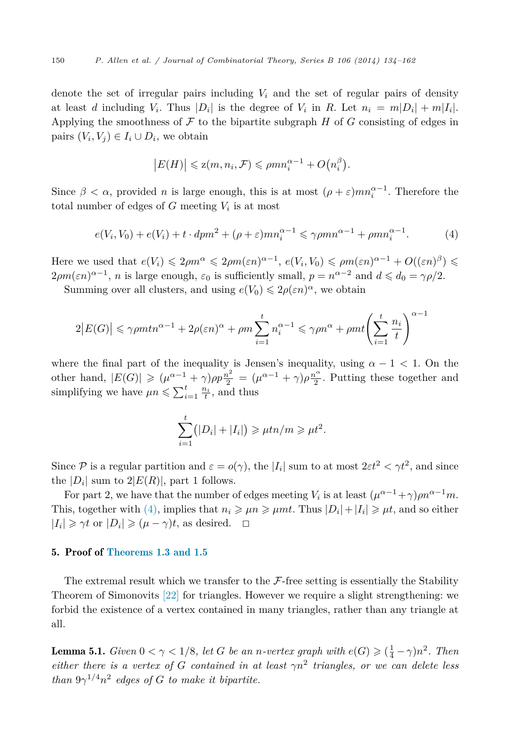denote the set of irregular pairs including $V_i$ and the set of regular pairs of density at least $d$ including $V_i$. Thus $|D_i|$ is the degree of $V_i$ in $R$. Let $n_i = m|D_i| + m|I_i|$. Applying the smoothness of $\mathcal{F}$ to the bipartite subgraph $H$ of $G$ consisting of edges in pairs $(V_i, V_j) \in I_i \cup D_i$, we obtain

$$\left|E(H)\right| \leqslant \mathrm{z}(m, n_i, \mathcal{F}) \leqslant \rho m n_i^{\alpha-1} + O\left(n_i^{\beta}\right).$$

Since $\beta < \alpha$, provided $n$ is large enough, this is at most $(\rho + \varepsilon) m n_i^{\alpha-1}$. Therefore the total number of edges of $G$ meeting $V_i$ is at most

$$e(V_i, V_0) + e(V_i) + t \cdot dpm^2 + (\rho + \varepsilon) m n_i^{\alpha-1} \leqslant \gamma \rho m n^{\alpha-1} + \rho m n_i^{\alpha-1}. \tag{4}$$

Here we used that $e(V_i) \leqslant 2\rho m^{\alpha} \leqslant 2\rho m(\varepsilon n)^{\alpha-1}$, $e(V_i, V_0) \leqslant \rho m(\varepsilon n)^{\alpha-1} + O((\varepsilon n)^{\beta}) \leqslant 2\rho m(\varepsilon n)^{\alpha-1}$, $n$ is large enough, $\varepsilon_0$ is sufficiently small, $p = n^{\alpha-2}$ and $d \leqslant d_0 = \gamma\rho/2$.

Summing over all clusters, and using $e(V_0) \leqslant 2\rho(\varepsilon n)^{\alpha}$, we obtain

$$2\left|E(G)\right| \leqslant \gamma \rho m t n^{\alpha-1} + 2\rho(\varepsilon n)^{\alpha} + \rho m \sum_{i=1}^{t} n_i^{\alpha-1} \leqslant \gamma \rho n^{\alpha} + \rho m t \left(\sum_{i=1}^{t} \frac{n_i}{t}\right)^{\alpha-1}$$

where the final part of the inequality is Jensen's inequality, using $\alpha - 1 < 1$. On the other hand, $|E(G)| \geqslant (\mu^{\alpha-1} + \gamma)\rho p \frac{n^2}{2} = (\mu^{\alpha-1} + \gamma)\rho \frac{n^{\alpha}}{2}$. Putting these together and simplifying we have $\mu n \leqslant \sum_{i=1}^{t} \frac{n_i}{t}$, and thus

$$\sum_{i=1}^{t} \left(|D_i| + |I_i|\right) \geqslant \mu t n/m \geqslant \mu t^2.$$

Since $\mathcal{P}$ is a regular partition and $\varepsilon = o(\gamma)$, the $|I_i|$ sum to at most $2\varepsilon t^2 < \gamma t^2$, and since the $|D_i|$ sum to $2|E(R)|$, part 1 follows.

For part 2, we have that the number of edges meeting $V_i$ is at least $(\mu^{\alpha-1} + \gamma)\rho n^{\alpha-1} m$. This, together with (4), implies that $n_i \geqslant \mu n \geqslant \mu m t$. Thus $|D_i| + |I_i| \geqslant \mu t$, and so either $|I_i| \geqslant \gamma t$ or $|D_i| \geqslant (\mu - \gamma)t$, as desired. □

## 5. Proof of Theorems 1.3 and 1.5

The extremal result which we transfer to the $\mathcal{F}$-free setting is essentially the Stability Theorem of Simonovits [22] for triangles. However we require a slight strengthening: we forbid the existence of a vertex contained in many triangles, rather than any triangle at all.

**Lemma 5.1.** *Given $0 < \gamma < 1/8$, let $G$ be an $n$-vertex graph with $e(G) \geqslant (\frac{1}{4} - \gamma)n^2$. Then either there is a vertex of $G$ contained in at least $\gamma n^2$ triangles, or we can delete less than $9\gamma^{1/4}n^2$ edges of $G$ to make it bipartite.*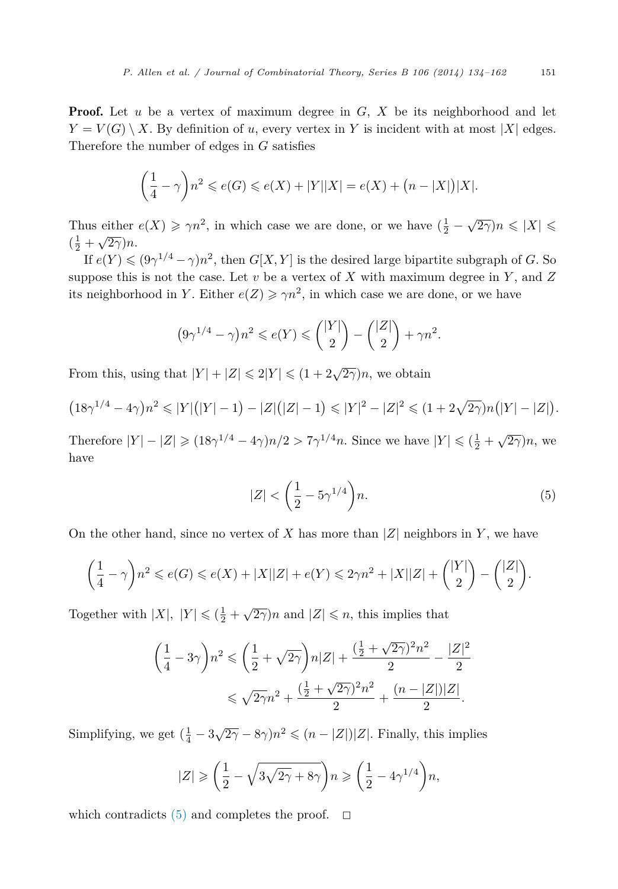**Proof.** Let $u$ be a vertex of maximum degree in $G$, $X$ be its neighborhood and let $Y = V(G) \setminus X$. By definition of $u$, every vertex in $Y$ is incident with at most $|X|$ edges. Therefore the number of edges in $G$ satisfies

$$\left(\frac{1}{4} - \gamma\right)n^2 \leqslant e(G) \leqslant e(X) + |Y||X| = e(X) + \big(n - |X|\big)|X|.$$

Thus either $e(X) \geqslant \gamma n^2$, in which case we are done, or we have $(\frac{1}{2} - \sqrt{2\gamma})n \leqslant |X| \leqslant (\frac{1}{2} + \sqrt{2\gamma})n$.

If $e(Y) \leqslant (9\gamma^{1/4} - \gamma)n^2$, then $G[X,Y]$ is the desired large bipartite subgraph of $G$. So suppose this is not the case. Let $v$ be a vertex of $X$ with maximum degree in $Y$, and $Z$ its neighborhood in $Y$. Either $e(Z) \geqslant \gamma n^2$, in which case we are done, or we have

$$\big(9\gamma^{1/4} - \gamma\big)n^2 \leqslant e(Y) \leqslant \binom{|Y|}{2} - \binom{|Z|}{2} + \gamma n^2.$$

From this, using that $|Y| + |Z| \leqslant 2|Y| \leqslant (1 + 2\sqrt{2\gamma})n$, we obtain

$$\big(18\gamma^{1/4} - 4\gamma\big)n^2 \leqslant |Y|\big(|Y| - 1\big) - |Z|\big(|Z| - 1\big) \leqslant |Y|^2 - |Z|^2 \leqslant (1 + 2\sqrt{2\gamma})n\big(|Y| - |Z|\big).$$

Therefore $|Y| - |Z| \geqslant (18\gamma^{1/4} - 4\gamma)n/2 > 7\gamma^{1/4}n$. Since we have $|Y| \leqslant (\frac{1}{2} + \sqrt{2\gamma})n$, we have

$$|Z| < \left(\frac{1}{2} - 5\gamma^{1/4}\right)n. \tag{5}$$

On the other hand, since no vertex of $X$ has more than $|Z|$ neighbors in $Y$, we have

$$\left(\frac{1}{4} - \gamma\right)n^2 \leqslant e(G) \leqslant e(X) + |X||Z| + e(Y) \leqslant 2\gamma n^2 + |X||Z| + \binom{|Y|}{2} - \binom{|Z|}{2}.$$

Together with $|X|,\ |Y| \leqslant (\frac{1}{2} + \sqrt{2\gamma})n$ and $|Z| \leqslant n$, this implies that

$$\begin{aligned}
\left(\frac{1}{4} - 3\gamma\right)n^2 &\leqslant \left(\frac{1}{2} + \sqrt{2\gamma}\right)n|Z| + \frac{(\frac{1}{2} + \sqrt{2\gamma})^2 n^2}{2} - \frac{|Z|^2}{2} \\
&\leqslant \sqrt{2\gamma}n^2 + \frac{(\frac{1}{2} + \sqrt{2\gamma})^2 n^2}{2} + \frac{(n - |Z|)|Z|}{2}.
\end{aligned}$$

Simplifying, we get $(\frac{1}{4} - 3\sqrt{2\gamma} - 8\gamma)n^2 \leqslant (n - |Z|)|Z|$. Finally, this implies

$$|Z| \geqslant \left(\frac{1}{2} - \sqrt{3\sqrt{2\gamma} + 8\gamma}\right)n \geqslant \left(\frac{1}{2} - 4\gamma^{1/4}\right)n,$$

which contradicts (5) and completes the proof. $\square$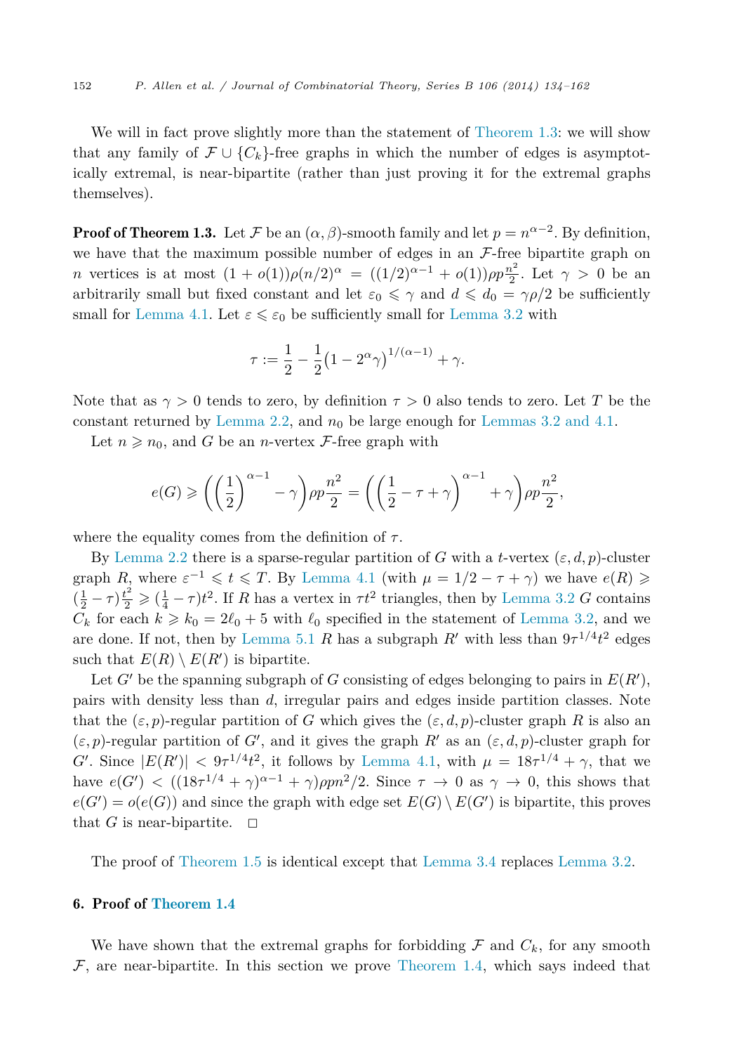We will in fact prove slightly more than the statement of Theorem 1.3: we will show that any family of $\mathcal{F} \cup \{C_k\}$-free graphs in which the number of edges is asymptotically extremal, is near-bipartite (rather than just proving it for the extremal graphs themselves).

**Proof of Theorem 1.3.** Let $\mathcal{F}$ be an $(\alpha, \beta)$-smooth family and let $p = n^{\alpha-2}$. By definition, we have that the maximum possible number of edges in an $\mathcal{F}$-free bipartite graph on $n$ vertices is at most $(1 + o(1))\rho(n/2)^\alpha = ((1/2)^{\alpha-1} + o(1))\rho p \frac{n^2}{2}$. Let $\gamma > 0$ be an arbitrarily small but fixed constant and let $\varepsilon_0 \leqslant \gamma$ and $d \leqslant d_0 = \gamma\rho/2$ be sufficiently small for Lemma 4.1. Let $\varepsilon \leqslant \varepsilon_0$ be sufficiently small for Lemma 3.2 with

$$\tau := \frac{1}{2} - \frac{1}{2}\big(1 - 2^\alpha \gamma\big)^{1/(\alpha-1)} + \gamma.$$

Note that as $\gamma > 0$ tends to zero, by definition $\tau > 0$ also tends to zero. Let $T$ be the constant returned by Lemma 2.2, and $n_0$ be large enough for Lemmas 3.2 and 4.1.

Let $n \geqslant n_0$, and $G$ be an $n$-vertex $\mathcal{F}$-free graph with

$$e(G) \geqslant \left(\left(\frac{1}{2}\right)^{\alpha-1} - \gamma\right)\rho p \frac{n^2}{2} = \left(\left(\frac{1}{2} - \tau + \gamma\right)^{\alpha-1} + \gamma\right)\rho p \frac{n^2}{2},$$

where the equality comes from the definition of $\tau$.

By Lemma 2.2 there is a sparse-regular partition of $G$ with a $t$-vertex $(\varepsilon, d, p)$-cluster graph $R$, where $\varepsilon^{-1} \leqslant t \leqslant T$. By Lemma 4.1 (with $\mu = 1/2 - \tau + \gamma$) we have $e(R) \geqslant (\frac{1}{2} - \tau)\frac{t^2}{2} \geqslant (\frac{1}{4} - \tau)t^2$. If $R$ has a vertex in $\tau t^2$ triangles, then by Lemma 3.2 $G$ contains $C_k$ for each $k \geqslant k_0 = 2\ell_0 + 5$ with $\ell_0$ specified in the statement of Lemma 3.2, and we are done. If not, then by Lemma 5.1 $R$ has a subgraph $R'$ with less than $9\tau^{1/4}t^2$ edges such that $E(R) \setminus E(R')$ is bipartite.

Let $G'$ be the spanning subgraph of $G$ consisting of edges belonging to pairs in $E(R')$, pairs with density less than $d$, irregular pairs and edges inside partition classes. Note that the $(\varepsilon, p)$-regular partition of $G$ which gives the $(\varepsilon, d, p)$-cluster graph $R$ is also an $(\varepsilon, p)$-regular partition of $G'$, and it gives the graph $R'$ as an $(\varepsilon, d, p)$-cluster graph for $G'$. Since $|E(R')| < 9\tau^{1/4}t^2$, it follows by Lemma 4.1, with $\mu = 18\tau^{1/4} + \gamma$, that we have $e(G') < ((18\tau^{1/4} + \gamma)^{\alpha-1} + \gamma)\rho p n^2/2$. Since $\tau \to 0$ as $\gamma \to 0$, this shows that $e(G') = o(e(G))$ and since the graph with edge set $E(G) \setminus E(G')$ is bipartite, this proves that $G$ is near-bipartite. $\square$

The proof of Theorem 1.5 is identical except that Lemma 3.4 replaces Lemma 3.2.

## 6. Proof of Theorem 1.4

We have shown that the extremal graphs for forbidding $\mathcal{F}$ and $C_k$, for any smooth $\mathcal{F}$, are near-bipartite. In this section we prove Theorem 1.4, which says indeed that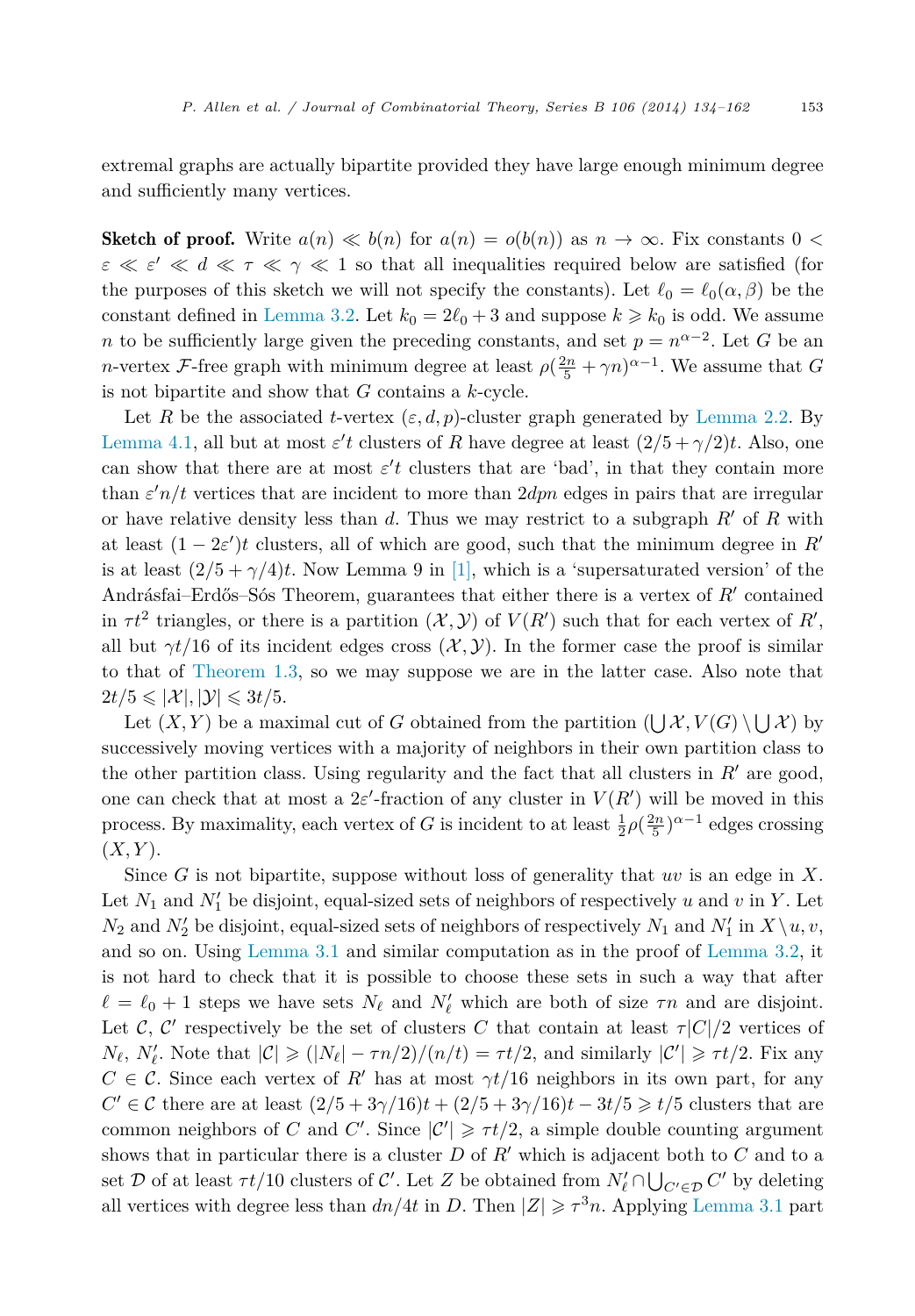extremal graphs are actually bipartite provided they have large enough minimum degree and sufficiently many vertices.

**Sketch of proof.** Write $a(n) \ll b(n)$ for $a(n) = o(b(n))$ as $n \to \infty$. Fix constants $0 < \varepsilon \ll \varepsilon' \ll d \ll \tau \ll \gamma \ll 1$ so that all inequalities required below are satisfied (for the purposes of this sketch we will not specify the constants). Let $\ell_0 = \ell_0(\alpha, \beta)$ be the constant defined in Lemma 3.2. Let $k_0 = 2\ell_0 + 3$ and suppose $k \geqslant k_0$ is odd. We assume $n$ to be sufficiently large given the preceding constants, and set $p = n^{\alpha-2}$. Let $G$ be an $n$-vertex $\mathcal{F}$-free graph with minimum degree at least $\rho(\frac{2n}{5} + \gamma n)^{\alpha-1}$. We assume that $G$ is not bipartite and show that $G$ contains a $k$-cycle.

Let $R$ be the associated $t$-vertex $(\varepsilon, d, p)$-cluster graph generated by Lemma 2.2. By Lemma 4.1, all but at most $\varepsilon' t$ clusters of $R$ have degree at least $(2/5 + \gamma/2)t$. Also, one can show that there are at most $\varepsilon' t$ clusters that are 'bad', in that they contain more than $\varepsilon' n/t$ vertices that are incident to more than $2dpn$ edges in pairs that are irregular or have relative density less than $d$. Thus we may restrict to a subgraph $R'$ of $R$ with at least $(1 - 2\varepsilon')t$ clusters, all of which are good, such that the minimum degree in $R'$ is at least $(2/5 + \gamma/4)t$. Now Lemma 9 in [1], which is a 'supersaturated version' of the Andrásfai–Erdős–Sós Theorem, guarantees that either there is a vertex of $R'$ contained in $\tau t^2$ triangles, or there is a partition $(\mathcal{X}, \mathcal{Y})$ of $V(R')$ such that for each vertex of $R'$, all but $\gamma t/16$ of its incident edges cross $(\mathcal{X}, \mathcal{Y})$. In the former case the proof is similar to that of Theorem 1.3, so we may suppose we are in the latter case. Also note that $2t/5 \leqslant |\mathcal{X}|, |\mathcal{Y}| \leqslant 3t/5$.

Let $(X, Y)$ be a maximal cut of $G$ obtained from the partition $(\bigcup \mathcal{X}, V(G) \setminus \bigcup \mathcal{X})$ by successively moving vertices with a majority of neighbors in their own partition class to the other partition class. Using regularity and the fact that all clusters in $R'$ are good, one can check that at most a $2\varepsilon'$-fraction of any cluster in $V(R')$ will be moved in this process. By maximality, each vertex of $G$ is incident to at least $\frac{1}{2}\rho(\frac{2n}{5})^{\alpha-1}$ edges crossing $(X, Y)$.

Since $G$ is not bipartite, suppose without loss of generality that $uv$ is an edge in $X$. Let $N_1$ and $N_1'$ be disjoint, equal-sized sets of neighbors of respectively $u$ and $v$ in $Y$. Let $N_2$ and $N_2'$ be disjoint, equal-sized sets of neighbors of respectively $N_1$ and $N_1'$ in $X \setminus u, v$, and so on. Using Lemma 3.1 and similar computation as in the proof of Lemma 3.2, it is not hard to check that it is possible to choose these sets in such a way that after $\ell = \ell_0 + 1$ steps we have sets $N_\ell$ and $N_\ell'$ which are both of size $\tau n$ and are disjoint. Let $\mathcal{C}$, $\mathcal{C}'$ respectively be the set of clusters $C$ that contain at least $\tau |C|/2$ vertices of $N_\ell$, $N_\ell'$. Note that $|\mathcal{C}| \geqslant (|N_\ell| - \tau n/2)/(n/t) = \tau t/2$, and similarly $|\mathcal{C}'| \geqslant \tau t/2$. Fix any $C \in \mathcal{C}$. Since each vertex of $R'$ has at most $\gamma t/16$ neighbors in its own part, for any $C' \in \mathcal{C}$ there are at least $(2/5 + 3\gamma/16)t + (2/5 + 3\gamma/16)t - 3t/5 \geqslant t/5$ clusters that are common neighbors of $C$ and $C'$. Since $|\mathcal{C}'| \geqslant \tau t/2$, a simple double counting argument shows that in particular there is a cluster $D$ of $R'$ which is adjacent both to $C$ and to a set $\mathcal{D}$ of at least $\tau t/10$ clusters of $\mathcal{C}'$. Let $Z$ be obtained from $N_\ell' \cap \bigcup_{C' \in \mathcal{D}} C'$ by deleting all vertices with degree less than $dn/4t$ in $D$. Then $|Z| \geqslant \tau^3 n$. Applying Lemma 3.1 part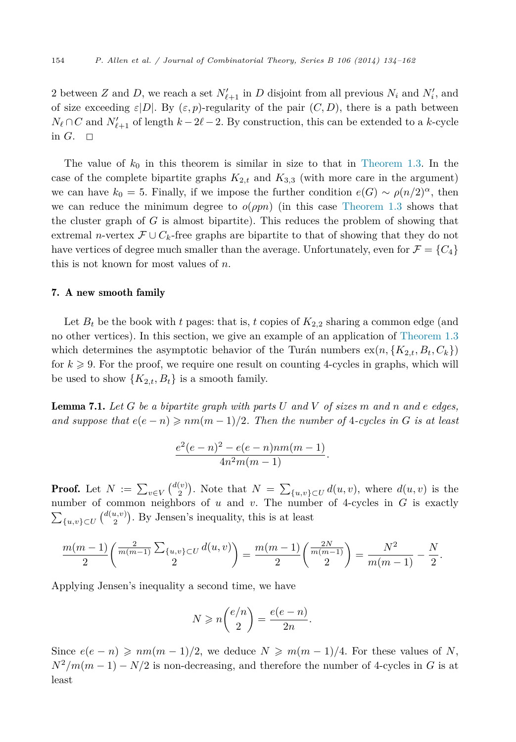2 between $Z$ and $D$, we reach a set $N'_{\ell+1}$ in $D$ disjoint from all previous $N_i$ and $N'_i$, and of size exceeding $\varepsilon|D|$. By $(\varepsilon, p)$-regularity of the pair $(C, D)$, there is a path between $N_\ell \cap C$ and $N'_{\ell+1}$ of length $k - 2\ell - 2$. By construction, this can be extended to a $k$-cycle in $G$. $\square$

The value of $k_0$ in this theorem is similar in size to that in Theorem 1.3. In the case of the complete bipartite graphs $K_{2,t}$ and $K_{3,3}$ (with more care in the argument) we can have $k_0 = 5$. Finally, if we impose the further condition $e(G) \sim \rho(n/2)^\alpha$, then we can reduce the minimum degree to $o(\rho p n)$ (in this case Theorem 1.3 shows that the cluster graph of $G$ is almost bipartite). This reduces the problem of showing that extremal $n$-vertex $\mathcal{F} \cup C_k$-free graphs are bipartite to that of showing that they do not have vertices of degree much smaller than the average. Unfortunately, even for $\mathcal{F} = \{C_4\}$ this is not known for most values of $n$.

## 7. A new smooth family

Let $B_t$ be the book with $t$ pages: that is, $t$ copies of $K_{2,2}$ sharing a common edge (and no other vertices). In this section, we give an example of an application of Theorem 1.3 which determines the asymptotic behavior of the Turán numbers $\mathrm{ex}(n, \{K_{2,t}, B_t, C_k\})$ for $k \geqslant 9$. For the proof, we require one result on counting 4-cycles in graphs, which will be used to show $\{K_{2,t}, B_t\}$ is a smooth family.

**Lemma 7.1.** *Let $G$ be a bipartite graph with parts $U$ and $V$ of sizes $m$ and $n$ and $e$ edges, and suppose that $e(e-n) \geqslant nm(m-1)/2$. Then the number of 4-cycles in $G$ is at least*

$$\frac{e^2(e-n)^2 - e(e-n)nm(m-1)}{4n^2m(m-1)}.$$

**Proof.** Let $N := \sum_{v \in V} \binom{d(v)}{2}$. Note that $N = \sum_{\{u,v\} \subset U} d(u,v)$, where $d(u,v)$ is the number of common neighbors of $u$ and $v$. The number of 4-cycles in $G$ is exactly $\sum_{\{u,v\} \subset U} \binom{d(u,v)}{2}$. By Jensen's inequality, this is at least

$$\frac{m(m-1)}{2} \binom{\frac{2}{m(m-1)} \sum_{\{u,v\} \subset U} d(u,v)}{2} = \frac{m(m-1)}{2} \binom{\frac{2N}{m(m-1)}}{2} = \frac{N^2}{m(m-1)} - \frac{N}{2}.$$

Applying Jensen's inequality a second time, we have

$$N \geqslant n \binom{e/n}{2} = \frac{e(e-n)}{2n}.$$

Since $e(e-n) \geqslant nm(m-1)/2$, we deduce $N \geqslant m(m-1)/4$. For these values of $N$, $N^2/m(m-1) - N/2$ is non-decreasing, and therefore the number of 4-cycles in $G$ is at least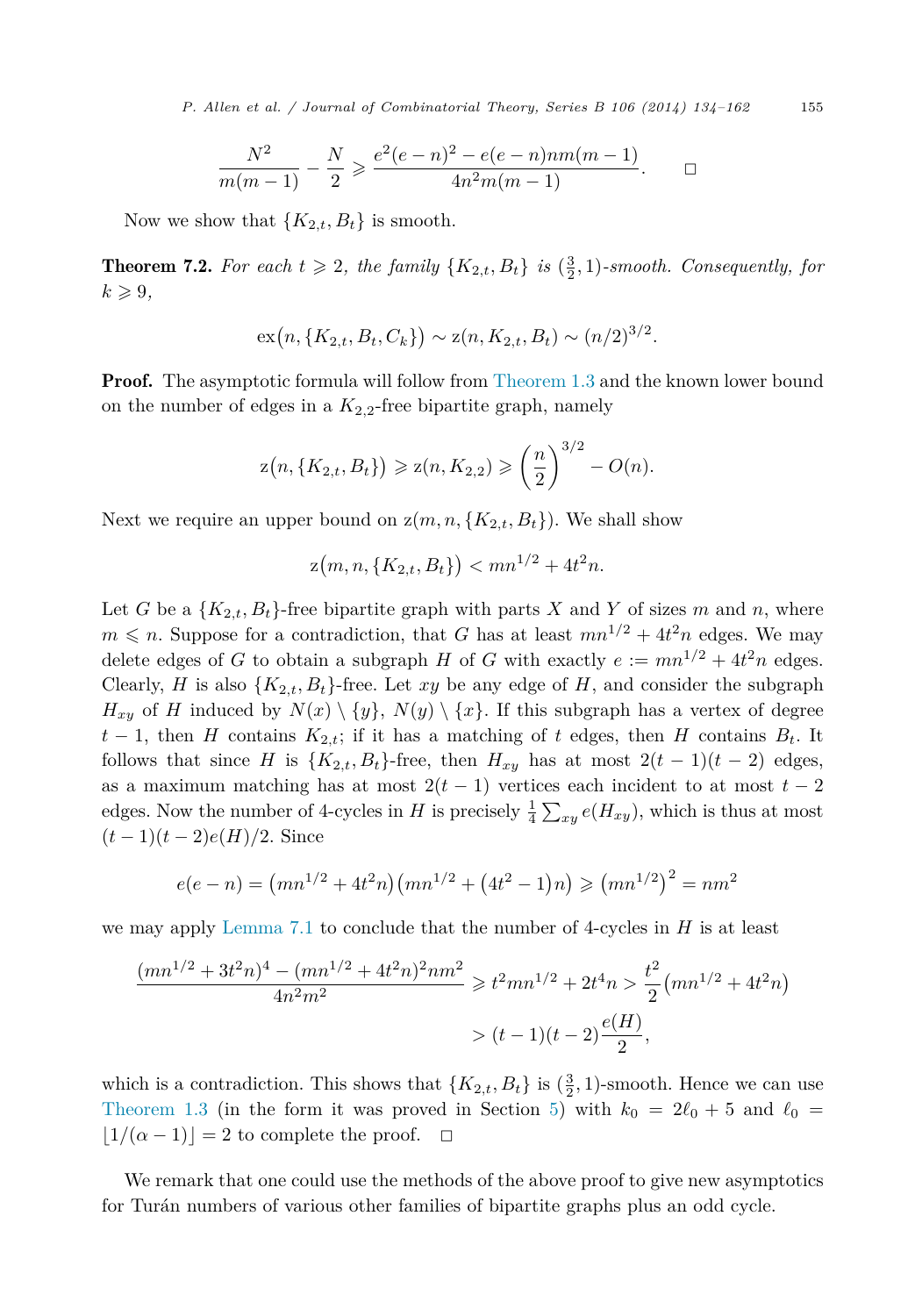$$\frac{N^2}{m(m-1)} - \frac{N}{2} \geqslant \frac{e^2(e-n)^2 - e(e-n)nm(m-1)}{4n^2m(m-1)}. \qquad \square$$

Now we show that $\{K_{2,t}, B_t\}$ is smooth.

**Theorem 7.2.** *For each $t \geqslant 2$, the family $\{K_{2,t}, B_t\}$ is $(\frac{3}{2}, 1)$-smooth. Consequently, for $k \geqslant 9$,*

$$\operatorname{ex}\bigl(n, \{K_{2,t}, B_t, C_k\}\bigr) \sim \operatorname{z}(n, K_{2,t}, B_t) \sim (n/2)^{3/2}.$$

**Proof.** The asymptotic formula will follow from Theorem 1.3 and the known lower bound on the number of edges in a $K_{2,2}$-free bipartite graph, namely

$$\operatorname{z}\bigl(n, \{K_{2,t}, B_t\}\bigr) \geqslant \operatorname{z}(n, K_{2,2}) \geqslant \left(\frac{n}{2}\right)^{3/2} - O(n).$$

Next we require an upper bound on $\operatorname{z}(m, n, \{K_{2,t}, B_t\})$. We shall show

$$\operatorname{z}\bigl(m, n, \{K_{2,t}, B_t\}\bigr) < mn^{1/2} + 4t^2 n.$$

Let $G$ be a $\{K_{2,t}, B_t\}$-free bipartite graph with parts $X$ and $Y$ of sizes $m$ and $n$, where $m \leqslant n$. Suppose for a contradiction, that $G$ has at least $mn^{1/2} + 4t^2n$ edges. We may delete edges of $G$ to obtain a subgraph $H$ of $G$ with exactly $e := mn^{1/2} + 4t^2 n$ edges. Clearly, $H$ is also $\{K_{2,t}, B_t\}$-free. Let $xy$ be any edge of $H$, and consider the subgraph $H_{xy}$ of $H$ induced by $N(x) \setminus \{y\}$, $N(y) \setminus \{x\}$. If this subgraph has a vertex of degree $t-1$, then $H$ contains $K_{2,t}$; if it has a matching of $t$ edges, then $H$ contains $B_t$. It follows that since $H$ is $\{K_{2,t}, B_t\}$-free, then $H_{xy}$ has at most $2(t-1)(t-2)$ edges, as a maximum matching has at most $2(t-1)$ vertices each incident to at most $t-2$ edges. Now the number of 4-cycles in $H$ is precisely $\frac{1}{4}\sum_{xy} e(H_{xy})$, which is thus at most $(t-1)(t-2)e(H)/2$. Since

$$e(e-n) = \bigl(mn^{1/2} + 4t^2 n\bigr)\bigl(mn^{1/2} + \bigl(4t^2 - 1\bigr)n\bigr) \geqslant \bigl(mn^{1/2}\bigr)^2 = nm^2$$

we may apply Lemma 7.1 to conclude that the number of 4-cycles in $H$ is at least

$$\begin{aligned}\frac{(mn^{1/2} + 3t^2 n)^4 - (mn^{1/2} + 4t^2 n)^2 nm^2}{4n^2m^2} &\geqslant t^2 mn^{1/2} + 2t^4 n > \frac{t^2}{2}\bigl(mn^{1/2} + 4t^2 n\bigr) \\ &> (t-1)(t-2)\frac{e(H)}{2},\end{aligned}$$

which is a contradiction. This shows that $\{K_{2,t}, B_t\}$ is $(\frac{3}{2}, 1)$-smooth. Hence we can use Theorem 1.3 (in the form it was proved in Section 5) with $k_0 = 2\ell_0 + 5$ and $\ell_0 = \lfloor 1/(\alpha - 1)\rfloor = 2$ to complete the proof. $\square$

We remark that one could use the methods of the above proof to give new asymptotics for Turán numbers of various other families of bipartite graphs plus an odd cycle.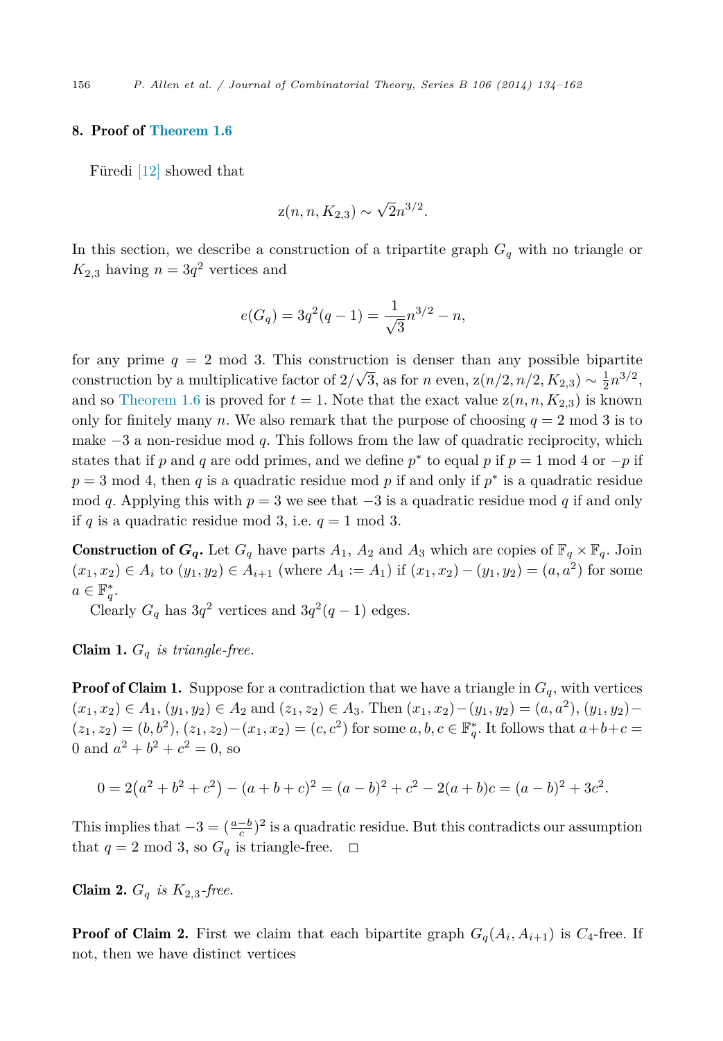## 8. Proof of Theorem 1.6

Füredi [12] showed that

$$\mathrm{z}(n, n, K_{2,3}) \sim \sqrt{2}n^{3/2}.$$

In this section, we describe a construction of a tripartite graph $G_q$ with no triangle or $K_{2,3}$ having $n = 3q^2$ vertices and

$$e(G_q) = 3q^2(q-1) = \frac{1}{\sqrt{3}}n^{3/2} - n,$$

for any prime $q = 2 \bmod 3$. This construction is denser than any possible bipartite construction by a multiplicative factor of $2/\sqrt{3}$, as for $n$ even, $\mathrm{z}(n/2, n/2, K_{2,3}) \sim \frac{1}{2}n^{3/2}$, and so Theorem 1.6 is proved for $t = 1$. Note that the exact value $\mathrm{z}(n, n, K_{2,3})$ is known only for finitely many $n$. We also remark that the purpose of choosing $q = 2 \bmod 3$ is to make $-3$ a non-residue mod $q$. This follows from the law of quadratic reciprocity, which states that if $p$ and $q$ are odd primes, and we define $p^*$ to equal $p$ if $p = 1 \bmod 4$ or $-p$ if $p = 3 \bmod 4$, then $q$ is a quadratic residue mod $p$ if and only if $p^*$ is a quadratic residue mod $q$. Applying this with $p = 3$ we see that $-3$ is a quadratic residue mod $q$ if and only if $q$ is a quadratic residue mod 3, i.e. $q = 1 \bmod 3$.

**Construction of $G_q$.** Let $G_q$ have parts $A_1$, $A_2$ and $A_3$ which are copies of $\mathbb{F}_q \times \mathbb{F}_q$. Join $(x_1, x_2) \in A_i$ to $(y_1, y_2) \in A_{i+1}$ (where $A_4 := A_1$) if $(x_1, x_2) - (y_1, y_2) = (a, a^2)$ for some $a \in \mathbb{F}_q^*$.

Clearly $G_q$ has $3q^2$ vertices and $3q^2(q-1)$ edges.

**Claim 1.** *$G_q$ is triangle-free.*

**Proof of Claim 1.** Suppose for a contradiction that we have a triangle in $G_q$, with vertices $(x_1, x_2) \in A_1$, $(y_1, y_2) \in A_2$ and $(z_1, z_2) \in A_3$. Then $(x_1, x_2) - (y_1, y_2) = (a, a^2)$, $(y_1, y_2) - (z_1, z_2) = (b, b^2)$, $(z_1, z_2) - (x_1, x_2) = (c, c^2)$ for some $a, b, c \in \mathbb{F}_q^*$. It follows that $a + b + c = 0$ and $a^2 + b^2 + c^2 = 0$, so

$$0 = 2(a^2 + b^2 + c^2) - (a + b + c)^2 = (a - b)^2 + c^2 - 2(a + b)c = (a - b)^2 + 3c^2.$$

This implies that $-3 = (\frac{a-b}{c})^2$ is a quadratic residue. But this contradicts our assumption that $q = 2 \bmod 3$, so $G_q$ is triangle-free. $\square$

**Claim 2.** *$G_q$ is $K_{2,3}$-free.*

**Proof of Claim 2.** First we claim that each bipartite graph $G_q(A_i, A_{i+1})$ is $C_4$-free. If not, then we have distinct vertices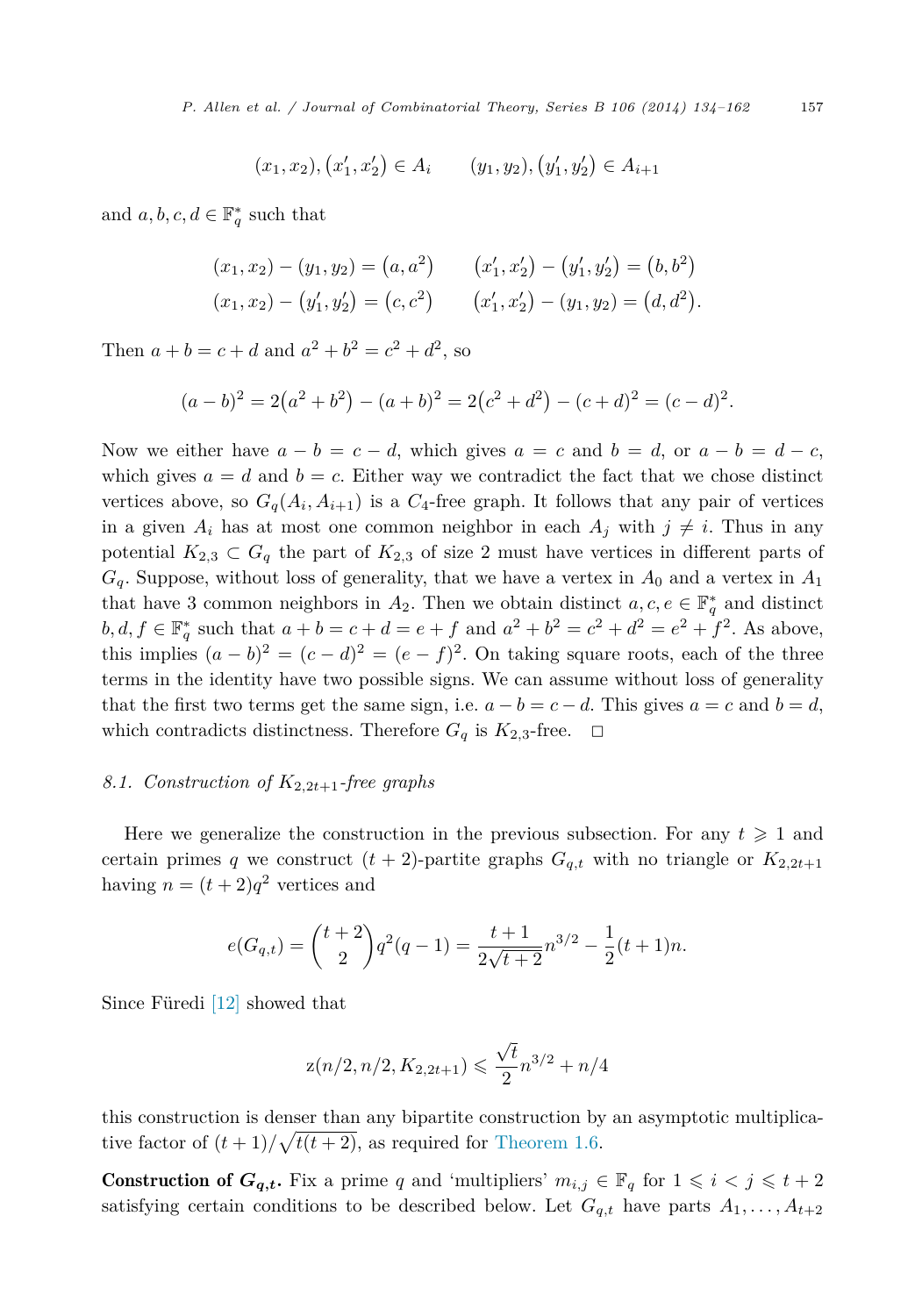$$(x_1, x_2), (x_1', x_2') \in A_i \qquad (y_1, y_2), (y_1', y_2') \in A_{i+1}$$

and $a, b, c, d \in \mathbb{F}_q^*$ such that

$$(x_1, x_2) - (y_1, y_2) = (a, a^2) \qquad (x_1', x_2') - (y_1', y_2') = (b, b^2)$$
$$(x_1, x_2) - (y_1', y_2') = (c, c^2) \qquad (x_1', x_2') - (y_1, y_2) = (d, d^2).$$

Then $a + b = c + d$ and $a^2 + b^2 = c^2 + d^2$, so

$$(a - b)^2 = 2(a^2 + b^2) - (a + b)^2 = 2(c^2 + d^2) - (c + d)^2 = (c - d)^2.$$

Now we either have $a - b = c - d$, which gives $a = c$ and $b = d$, or $a - b = d - c$, which gives $a = d$ and $b = c$. Either way we contradict the fact that we chose distinct vertices above, so $G_q(A_i, A_{i+1})$ is a $C_4$-free graph. It follows that any pair of vertices in a given $A_i$ has at most one common neighbor in each $A_j$ with $j \neq i$. Thus in any potential $K_{2,3} \subset G_q$ the part of $K_{2,3}$ of size 2 must have vertices in different parts of $G_q$. Suppose, without loss of generality, that we have a vertex in $A_0$ and a vertex in $A_1$ that have 3 common neighbors in $A_2$. Then we obtain distinct $a, c, e \in \mathbb{F}_q^*$ and distinct $b, d, f \in \mathbb{F}_q^*$ such that $a + b = c + d = e + f$ and $a^2 + b^2 = c^2 + d^2 = e^2 + f^2$. As above, this implies $(a - b)^2 = (c - d)^2 = (e - f)^2$. On taking square roots, each of the three terms in the identity have two possible signs. We can assume without loss of generality that the first two terms get the same sign, i.e. $a - b = c - d$. This gives $a = c$ and $b = d$, which contradicts distinctness. Therefore $G_q$ is $K_{2,3}$-free. $\square$

### 8.1. Construction of $K_{2,2t+1}$-free graphs

Here we generalize the construction in the previous subsection. For any $t \geqslant 1$ and certain primes $q$ we construct $(t + 2)$-partite graphs $G_{q,t}$ with no triangle or $K_{2,2t+1}$ having $n = (t + 2)q^2$ vertices and

$$e(G_{q,t}) = \binom{t+2}{2} q^2(q - 1) = \frac{t + 1}{2\sqrt{t + 2}} n^{3/2} - \frac{1}{2}(t + 1)n.$$

Since Füredi [12] showed that

$$\mathrm{z}(n/2, n/2, K_{2,2t+1}) \leqslant \frac{\sqrt{t}}{2} n^{3/2} + n/4$$

this construction is denser than any bipartite construction by an asymptotic multiplicative factor of $(t + 1)/\sqrt{t(t + 2)}$, as required for Theorem 1.6.

**Construction of $G_{q,t}$.** Fix a prime $q$ and 'multipliers' $m_{i,j} \in \mathbb{F}_q$ for $1 \leqslant i < j \leqslant t + 2$ satisfying certain conditions to be described below. Let $G_{q,t}$ have parts $A_1, \ldots, A_{t+2}$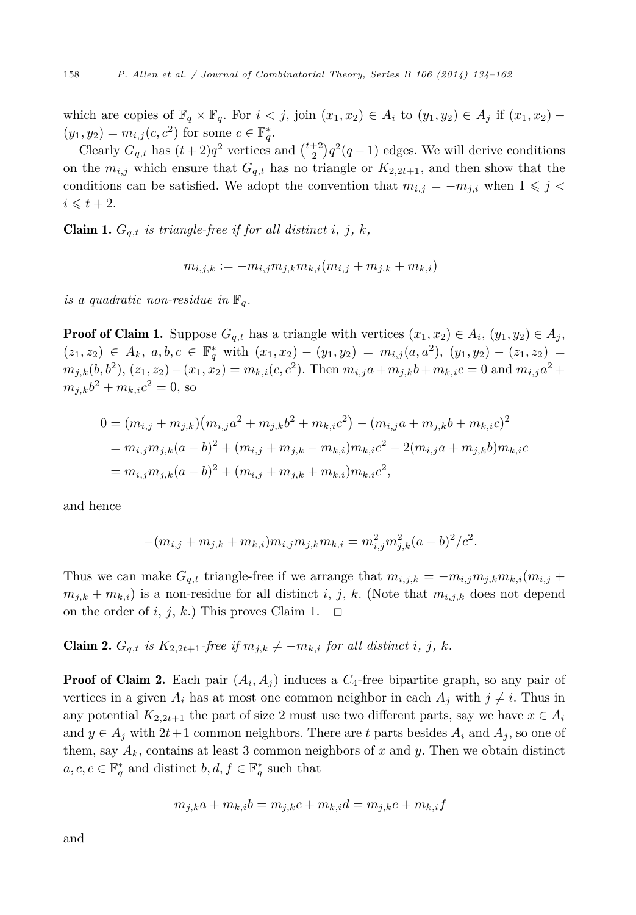which are copies of $\mathbb{F}_q \times \mathbb{F}_q$. For $i < j$, join $(x_1, x_2) \in A_i$ to $(y_1, y_2) \in A_j$ if $(x_1, x_2) - (y_1, y_2) = m_{i,j}(c, c^2)$ for some $c \in \mathbb{F}_q^*$.

Clearly $G_{q,t}$ has $(t+2)q^2$ vertices and $\binom{t+2}{2}q^2(q-1)$ edges. We will derive conditions on the $m_{i,j}$ which ensure that $G_{q,t}$ has no triangle or $K_{2,2t+1}$, and then show that the conditions can be satisfied. We adopt the convention that $m_{i,j} = -m_{j,i}$ when $1 \leqslant j < i \leqslant t+2$.

**Claim 1.** *$G_{q,t}$ is triangle-free if for all distinct $i$, $j$, $k$,*

$$m_{i,j,k} := -m_{i,j} m_{j,k} m_{k,i}(m_{i,j} + m_{j,k} + m_{k,i})$$

*is a quadratic non-residue in $\mathbb{F}_q$.*

**Proof of Claim 1.** Suppose $G_{q,t}$ has a triangle with vertices $(x_1, x_2) \in A_i$, $(y_1, y_2) \in A_j$, $(z_1, z_2) \in A_k$, $a, b, c \in \mathbb{F}_q^*$ with $(x_1, x_2) - (y_1, y_2) = m_{i,j}(a, a^2)$, $(y_1, y_2) - (z_1, z_2) = m_{j,k}(b, b^2)$, $(z_1, z_2) - (x_1, x_2) = m_{k,i}(c, c^2)$. Then $m_{i,j}a + m_{j,k}b + m_{k,i}c = 0$ and $m_{i,j}a^2 + m_{j,k}b^2 + m_{k,i}c^2 = 0$, so

$$\begin{aligned}
0 &= (m_{i,j} + m_{j,k})\big(m_{i,j}a^2 + m_{j,k}b^2 + m_{k,i}c^2\big) - (m_{i,j}a + m_{j,k}b + m_{k,i}c)^2 \\
&= m_{i,j}m_{j,k}(a-b)^2 + (m_{i,j} + m_{j,k} - m_{k,i})m_{k,i}c^2 - 2(m_{i,j}a + m_{j,k}b)m_{k,i}c \\
&= m_{i,j}m_{j,k}(a-b)^2 + (m_{i,j} + m_{j,k} + m_{k,i})m_{k,i}c^2,
\end{aligned}$$

and hence

$$-(m_{i,j} + m_{j,k} + m_{k,i})m_{i,j}m_{j,k}m_{k,i} = m_{i,j}^2 m_{j,k}^2 (a-b)^2/c^2.$$

Thus we can make $G_{q,t}$ triangle-free if we arrange that $m_{i,j,k} = -m_{i,j}m_{j,k}m_{k,i}(m_{i,j} + m_{j,k} + m_{k,i})$ is a non-residue for all distinct $i$, $j$, $k$. (Note that $m_{i,j,k}$ does not depend on the order of $i$, $j$, $k$.) This proves Claim 1. $\square$

**Claim 2.** *$G_{q,t}$ is $K_{2,2t+1}$-free if $m_{j,k} \neq -m_{k,i}$ for all distinct $i$, $j$, $k$.*

**Proof of Claim 2.** Each pair $(A_i, A_j)$ induces a $C_4$-free bipartite graph, so any pair of vertices in a given $A_i$ has at most one common neighbor in each $A_j$ with $j \neq i$. Thus in any potential $K_{2,2t+1}$ the part of size 2 must use two different parts, say we have $x \in A_i$ and $y \in A_j$ with $2t+1$ common neighbors. There are $t$ parts besides $A_i$ and $A_j$, so one of them, say $A_k$, contains at least 3 common neighbors of $x$ and $y$. Then we obtain distinct $a, c, e \in \mathbb{F}_q^*$ and distinct $b, d, f \in \mathbb{F}_q^*$ such that

$$m_{j,k}a + m_{k,i}b = m_{j,k}c + m_{k,i}d = m_{j,k}e + m_{k,i}f$$

and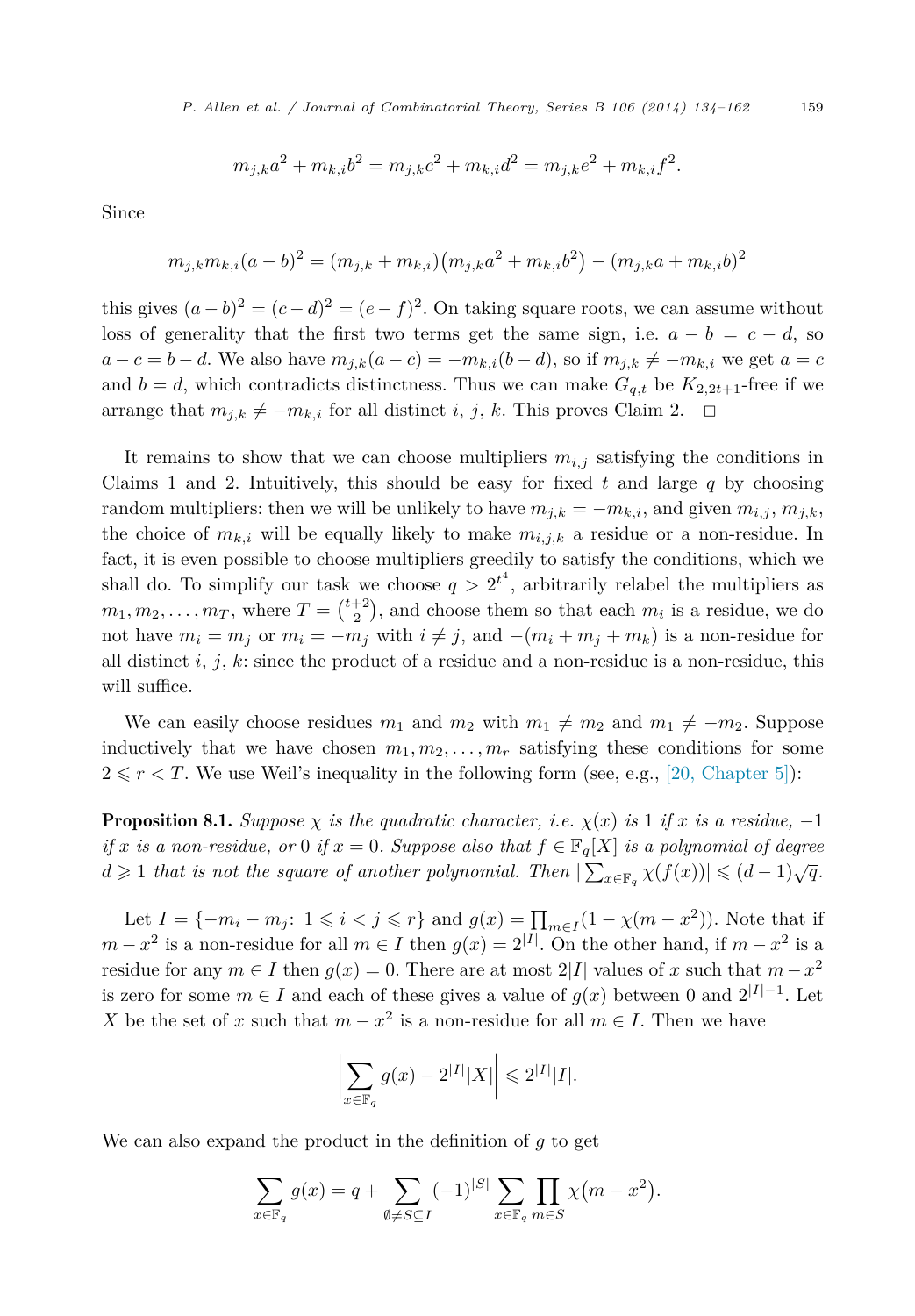$$m_{j,k}a^2 + m_{k,i}b^2 = m_{j,k}c^2 + m_{k,i}d^2 = m_{j,k}e^2 + m_{k,i}f^2.$$

Since

$$m_{j,k}m_{k,i}(a-b)^2 = (m_{j,k} + m_{k,i})\big(m_{j,k}a^2 + m_{k,i}b^2\big) - (m_{j,k}a + m_{k,i}b)^2$$

this gives $(a-b)^2 = (c-d)^2 = (e-f)^2$. On taking square roots, we can assume without loss of generality that the first two terms get the same sign, i.e. $a - b = c - d$, so $a - c = b - d$. We also have $m_{j,k}(a - c) = -m_{k,i}(b - d)$, so if $m_{j,k} \neq -m_{k,i}$ we get $a = c$ and $b = d$, which contradicts distinctness. Thus we can make $G_{q,t}$ be $K_{2,2t+1}$-free if we arrange that $m_{j,k} \neq -m_{k,i}$ for all distinct $i$, $j$, $k$. This proves Claim 2. $\square$

It remains to show that we can choose multipliers $m_{i,j}$ satisfying the conditions in Claims 1 and 2. Intuitively, this should be easy for fixed $t$ and large $q$ by choosing random multipliers: then we will be unlikely to have $m_{j,k} = -m_{k,i}$, and given $m_{i,j}$, $m_{j,k}$, the choice of $m_{k,i}$ will be equally likely to make $m_{i,j,k}$ a residue or a non-residue. In fact, it is even possible to choose multipliers greedily to satisfy the conditions, which we shall do. To simplify our task we choose $q > 2^{t^4}$, arbitrarily relabel the multipliers as $m_1, m_2, \dots, m_T$, where $T = \binom{t+2}{2}$, and choose them so that each $m_i$ is a residue, we do not have $m_i = m_j$ or $m_i = -m_j$ with $i \neq j$, and $-(m_i + m_j + m_k)$ is a non-residue for all distinct $i$, $j$, $k$: since the product of a residue and a non-residue is a non-residue, this will suffice.

We can easily choose residues $m_1$ and $m_2$ with $m_1 \neq m_2$ and $m_1 \neq -m_2$. Suppose inductively that we have chosen $m_1, m_2, \dots, m_r$ satisfying these conditions for some $2 \leqslant r < T$. We use Weil's inequality in the following form (see, e.g., [20, Chapter 5]):

**Proposition 8.1.** *Suppose $\chi$ is the quadratic character, i.e. $\chi(x)$ is 1 if $x$ is a residue, $-1$ if $x$ is a non-residue, or 0 if $x = 0$. Suppose also that $f \in \mathbb{F}_q[X]$ is a polynomial of degree $d \geqslant 1$ that is not the square of another polynomial. Then $|\sum_{x \in \mathbb{F}_q} \chi(f(x))| \leqslant (d-1)\sqrt{q}$.*

Let $I = \{-m_i - m_j\colon\ 1 \leqslant i < j \leqslant r\}$ and $g(x) = \prod_{m \in I}(1 - \chi(m - x^2))$. Note that if $m - x^2$ is a non-residue for all $m \in I$ then $g(x) = 2^{|I|}$. On the other hand, if $m - x^2$ is a residue for any $m \in I$ then $g(x) = 0$. There are at most $2|I|$ values of $x$ such that $m - x^2$ is zero for some $m \in I$ and each of these gives a value of $g(x)$ between 0 and $2^{|I|-1}$. Let $X$ be the set of $x$ such that $m - x^2$ is a non-residue for all $m \in I$. Then we have

$$\left|\sum_{x \in \mathbb{F}_q} g(x) - 2^{|I|}|X|\right| \leqslant 2^{|I|}|I|.$$

We can also expand the product in the definition of $g$ to get

$$\sum_{x \in \mathbb{F}_q} g(x) = q + \sum_{\emptyset \neq S \subseteq I} (-1)^{|S|} \sum_{x \in \mathbb{F}_q} \prod_{m \in S} \chi\big(m - x^2\big).$$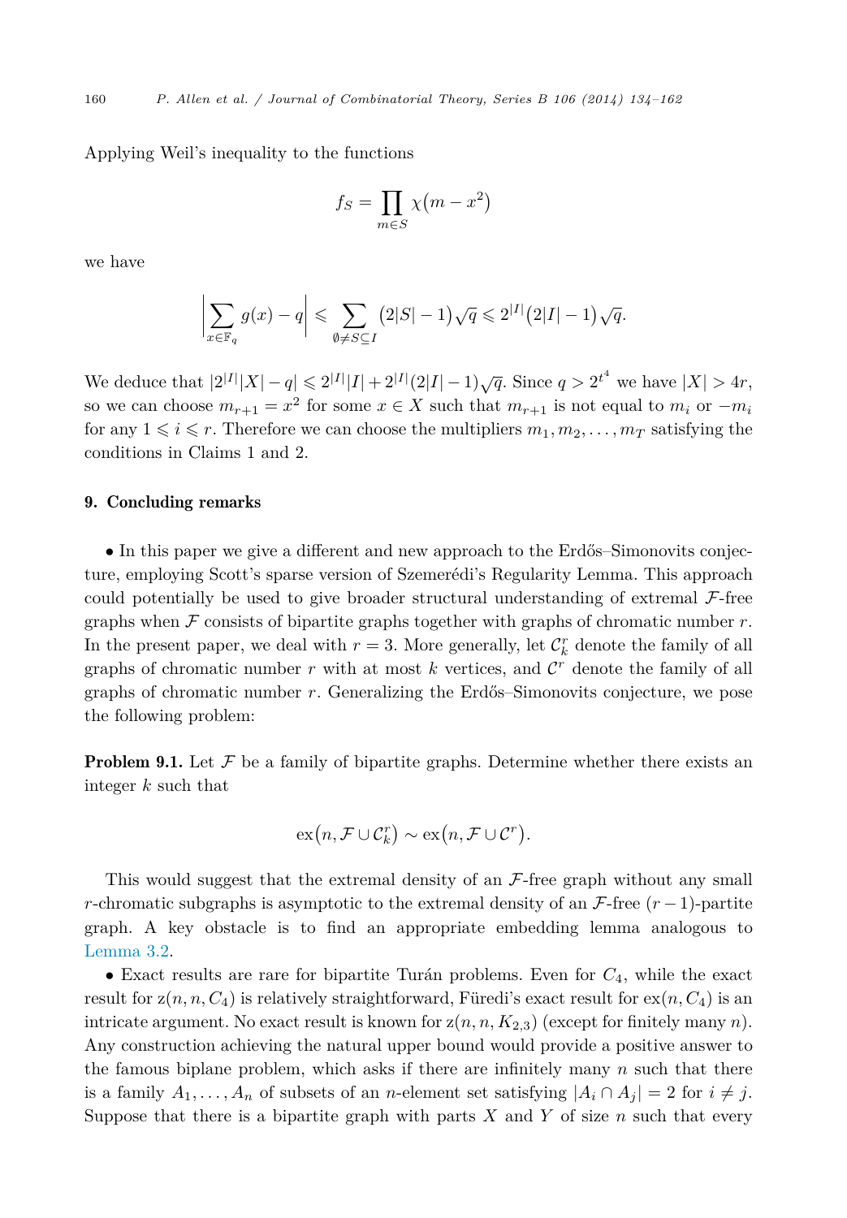Applying Weil's inequality to the functions

$$f_S = \prod_{m \in S} \chi\left(m - x^2\right)$$

we have

$$\left| \sum_{x \in \mathbb{F}_q} g(x) - q \right| \leqslant \sum_{\emptyset \neq S \subseteq I} \left(2|S| - 1\right)\sqrt{q} \leqslant 2^{|I|}\left(2|I| - 1\right)\sqrt{q}.$$

We deduce that $|2^{|I|}|X| - q| \leqslant 2^{|I|}|I| + 2^{|I|}(2|I|-1)\sqrt{q}$. Since $q > 2^{t^4}$ we have $|X| > 4r$, so we can choose $m_{r+1} = x^2$ for some $x \in X$ such that $m_{r+1}$ is not equal to $m_i$ or $-m_i$ for any $1 \leqslant i \leqslant r$. Therefore we can choose the multipliers $m_1, m_2, \ldots, m_T$ satisfying the conditions in Claims 1 and 2.

## 9. Concluding remarks

- In this paper we give a different and new approach to the Erdős–Simonovits conjecture, employing Scott's sparse version of Szemerédi's Regularity Lemma. This approach could potentially be used to give broader structural understanding of extremal $\mathcal{F}$-free graphs when $\mathcal{F}$ consists of bipartite graphs together with graphs of chromatic number $r$. In the present paper, we deal with $r = 3$. More generally, let $\mathcal{C}_k^r$ denote the family of all graphs of chromatic number $r$ with at most $k$ vertices, and $\mathcal{C}^r$ denote the family of all graphs of chromatic number $r$. Generalizing the Erdős–Simonovits conjecture, we pose the following problem:

**Problem 9.1.** Let $\mathcal{F}$ be a family of bipartite graphs. Determine whether there exists an integer $k$ such that

$$\operatorname{ex}\left(n, \mathcal{F} \cup \mathcal{C}_k^r\right) \sim \operatorname{ex}\left(n, \mathcal{F} \cup \mathcal{C}^r\right).$$

This would suggest that the extremal density of an $\mathcal{F}$-free graph without any small $r$-chromatic subgraphs is asymptotic to the extremal density of an $\mathcal{F}$-free $(r-1)$-partite graph. A key obstacle is to find an appropriate embedding lemma analogous to Lemma 3.2.

- Exact results are rare for bipartite Turán problems. Even for $C_4$, while the exact result for $\mathrm{z}(n, n, C_4)$ is relatively straightforward, Füredi's exact result for $\operatorname{ex}(n, C_4)$ is an intricate argument. No exact result is known for $\mathrm{z}(n, n, K_{2,3})$ (except for finitely many $n$). Any construction achieving the natural upper bound would provide a positive answer to the famous biplane problem, which asks if there are infinitely many $n$ such that there is a family $A_1, \ldots, A_n$ of subsets of an $n$-element set satisfying $|A_i \cap A_j| = 2$ for $i \neq j$. Suppose that there is a bipartite graph with parts $X$ and $Y$ of size $n$ such that every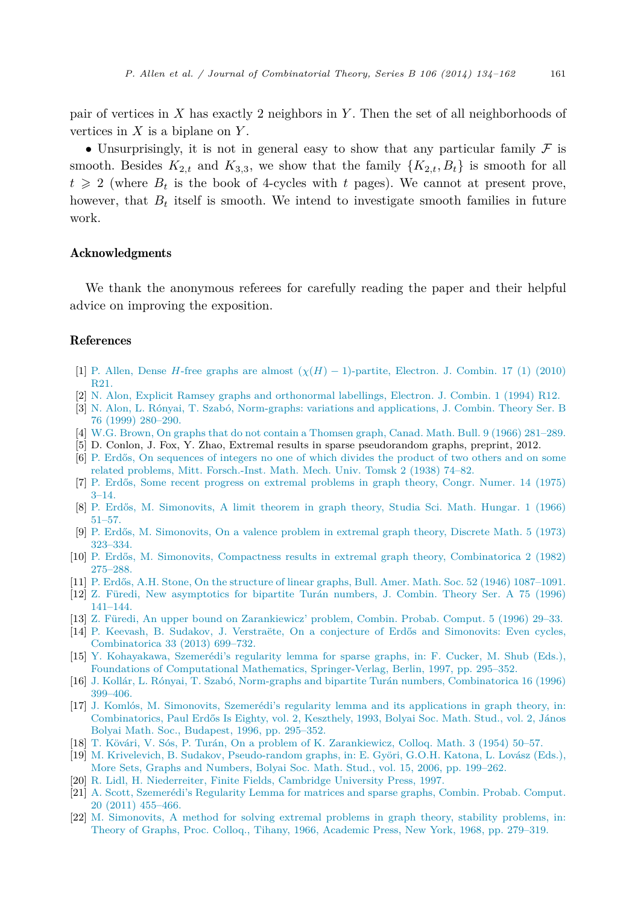pair of vertices in $X$ has exactly 2 neighbors in $Y$. Then the set of all neighborhoods of vertices in $X$ is a biplane on $Y$.

• Unsurprisingly, it is not in general easy to show that any particular family $\mathcal{F}$ is smooth. Besides $K_{2,t}$ and $K_{3,3}$, we show that the family $\{K_{2,t}, B_t\}$ is smooth for all $t \geqslant 2$ (where $B_t$ is the book of 4-cycles with $t$ pages). We cannot at present prove, however, that $B_t$ itself is smooth. We intend to investigate smooth families in future work.

## Acknowledgments

We thank the anonymous referees for carefully reading the paper and their helpful advice on improving the exposition.

## References

[1] P. Allen, Dense $H$-free graphs are almost $(\chi(H) - 1)$-partite, Electron. J. Combin. 17 (1) (2010) R21.

[2] N. Alon, Explicit Ramsey graphs and orthonormal labellings, Electron. J. Combin. 1 (1994) R12.

[3] N. Alon, L. Rónyai, T. Szabó, Norm-graphs: variations and applications, J. Combin. Theory Ser. B 76 (1999) 280–290.

[4] W.G. Brown, On graphs that do not contain a Thomsen graph, Canad. Math. Bull. 9 (1966) 281–289.

[5] D. Conlon, J. Fox, Y. Zhao, Extremal results in sparse pseudorandom graphs, preprint, 2012.

[6] P. Erdős, On sequences of integers no one of which divides the product of two others and on some related problems, Mitt. Forsch.-Inst. Math. Mech. Univ. Tomsk 2 (1938) 74–82.

[7] P. Erdős, Some recent progress on extremal problems in graph theory, Congr. Numer. 14 (1975) 3–14.

[8] P. Erdős, M. Simonovits, A limit theorem in graph theory, Studia Sci. Math. Hungar. 1 (1966) 51–57.

[9] P. Erdős, M. Simonovits, On a valence problem in extremal graph theory, Discrete Math. 5 (1973) 323–334.

[10] P. Erdős, M. Simonovits, Compactness results in extremal graph theory, Combinatorica 2 (1982) 275–288.

[11] P. Erdős, A.H. Stone, On the structure of linear graphs, Bull. Amer. Math. Soc. 52 (1946) 1087–1091.

[12] Z. Füredi, New asymptotics for bipartite Turán numbers, J. Combin. Theory Ser. A 75 (1996) 141–144.

[13] Z. Füredi, An upper bound on Zarankiewicz' problem, Combin. Probab. Comput. 5 (1996) 29–33.

[14] P. Keevash, B. Sudakov, J. Verstraëte, On a conjecture of Erdős and Simonovits: Even cycles, Combinatorica 33 (2013) 699–732.

[15] Y. Kohayakawa, Szemerédi's regularity lemma for sparse graphs, in: F. Cucker, M. Shub (Eds.), Foundations of Computational Mathematics, Springer-Verlag, Berlin, 1997, pp. 295–352.

[16] J. Kollár, L. Rónyai, T. Szabó, Norm-graphs and bipartite Turán numbers, Combinatorica 16 (1996) 399–406.

[17] J. Komlós, M. Simonovits, Szemerédi's regularity lemma and its applications in graph theory, in: Combinatorics, Paul Erdős Is Eighty, vol. 2, Keszthely, 1993, Bolyai Soc. Math. Stud., vol. 2, János Bolyai Math. Soc., Budapest, 1996, pp. 295–352.

[18] T. Kövári, V. Sós, P. Turán, On a problem of K. Zarankiewicz, Colloq. Math. 3 (1954) 50–57.

[19] M. Krivelevich, B. Sudakov, Pseudo-random graphs, in: E. Györi, G.O.H. Katona, L. Lovász (Eds.), More Sets, Graphs and Numbers, Bolyai Soc. Math. Stud., vol. 15, 2006, pp. 199–262.

[20] R. Lidl, H. Niederreiter, Finite Fields, Cambridge University Press, 1997.

[21] A. Scott, Szemerédi's Regularity Lemma for matrices and sparse graphs, Combin. Probab. Comput. 20 (2011) 455–466.

[22] M. Simonovits, A method for solving extremal problems in graph theory, stability problems, in: Theory of Graphs, Proc. Colloq., Tihany, 1966, Academic Press, New York, 1968, pp. 279–319.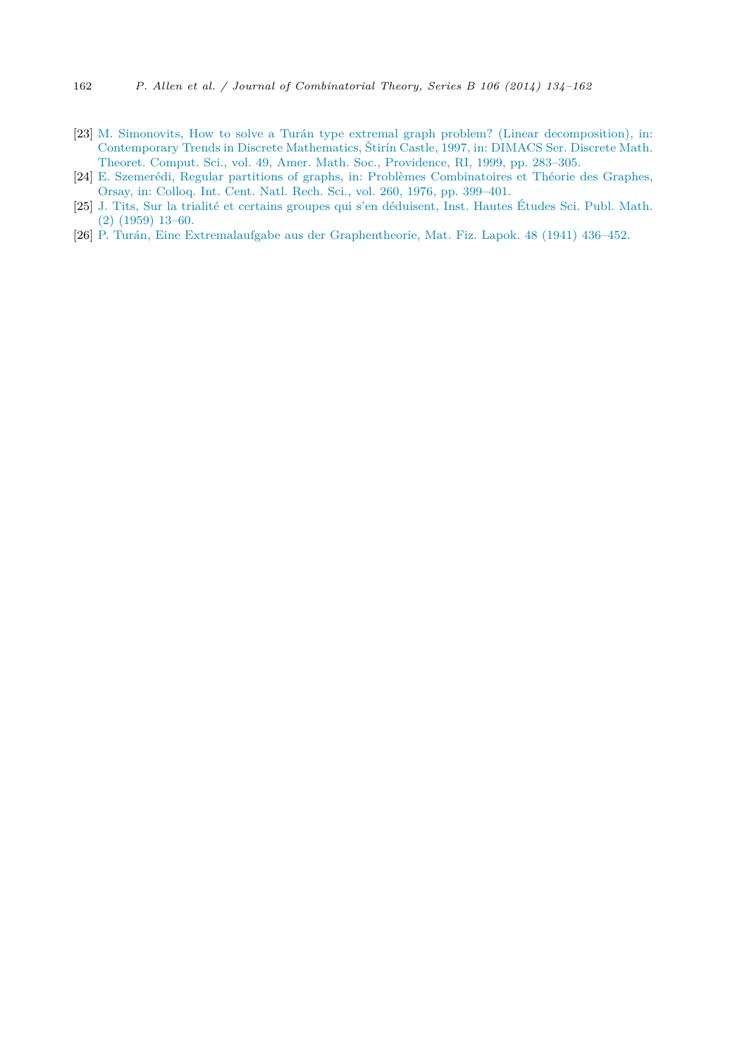[23] M. Simonovits, How to solve a Turán type extremal graph problem? (Linear decomposition), in: Contemporary Trends in Discrete Mathematics, Štirín Castle, 1997, in: DIMACS Ser. Discrete Math. Theoret. Comput. Sci., vol. 49, Amer. Math. Soc., Providence, RI, 1999, pp. 283–305.

[24] E. Szemerédi, Regular partitions of graphs, in: Problèmes Combinatoires et Théorie des Graphes, Orsay, in: Colloq. Int. Cent. Natl. Rech. Sci., vol. 260, 1976, pp. 399–401.

[25] J. Tits, Sur la trialité et certains groupes qui s'en déduisent, Inst. Hautes Études Sci. Publ. Math. (2) (1959) 13–60.

[26] P. Turán, Eine Extremalaufgabe aus der Graphentheorie, Mat. Fiz. Lapok. 48 (1941) 436–452.